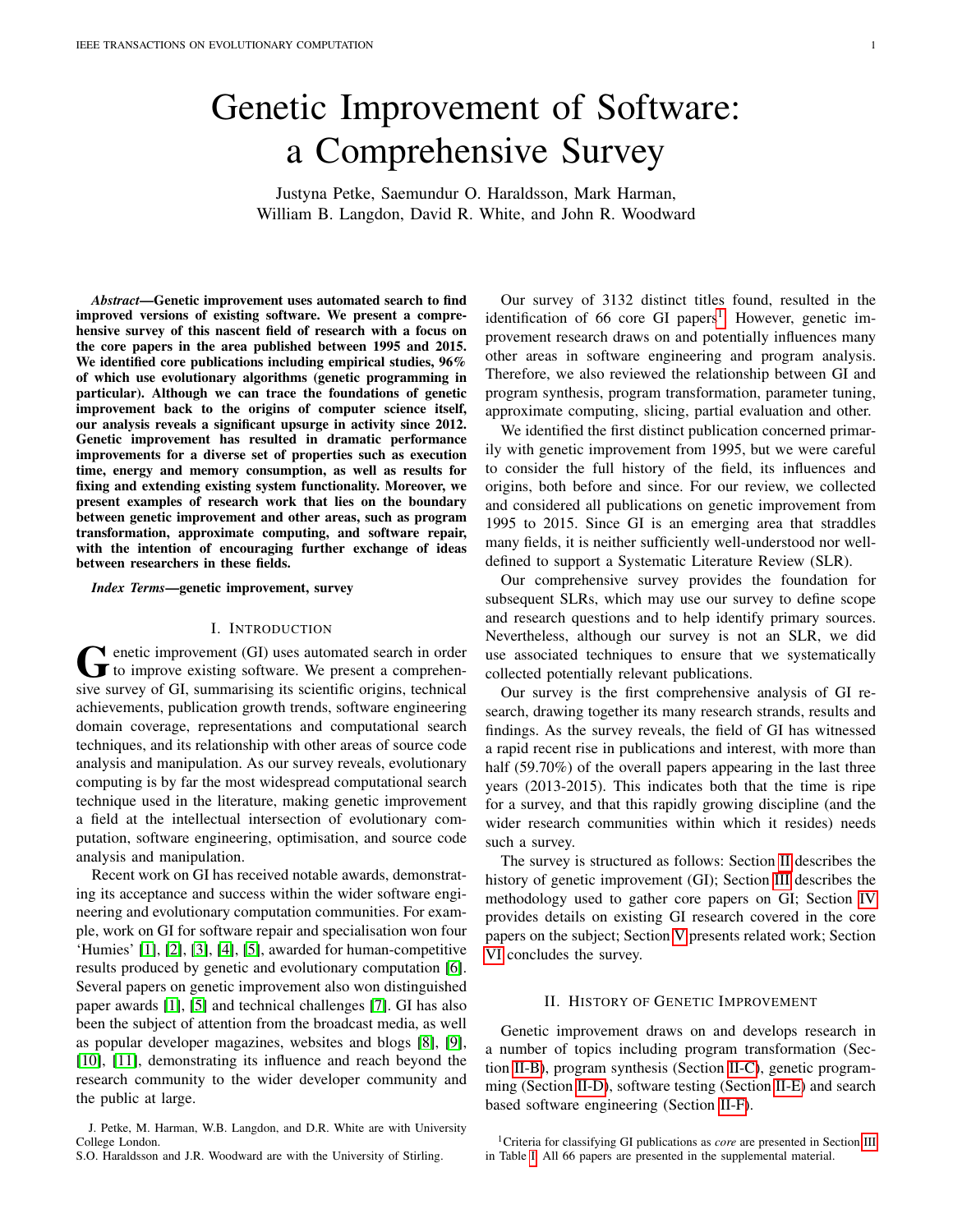# Genetic Improvement of Software: a Comprehensive Survey

Justyna Petke, Saemundur O. Haraldsson, Mark Harman, William B. Langdon, David R. White, and John R. Woodward

***Abstract*—Genetic improvement uses automated search to find improved versions of existing software. We present a comprehensive survey of this nascent field of research with a focus on the core papers in the area published between 1995 and 2015. We identified core publications including empirical studies, 96% of which use evolutionary algorithms (genetic programming in particular). Although we can trace the foundations of genetic improvement back to the origins of computer science itself, our analysis reveals a significant upsurge in activity since 2012. Genetic improvement has resulted in dramatic performance improvements for a diverse set of properties such as execution time, energy and memory consumption, as well as results for fixing and extending existing system functionality. Moreover, we present examples of research work that lies on the boundary between genetic improvement and other areas, such as program transformation, approximate computing, and software repair, with the intention of encouraging further exchange of ideas between researchers in these fields.**

***Index Terms*—genetic improvement, survey**

## I. Introduction

Genetic improvement (GI) uses automated search in order to improve existing software. We present a comprehensive survey of GI, summarising its scientific origins, technical achievements, publication growth trends, software engineering domain coverage, representations and computational search techniques, and its relationship with other areas of source code analysis and manipulation. As our survey reveals, evolutionary computing is by far the most widespread computational search technique used in the literature, making genetic improvement a field at the intellectual intersection of evolutionary computation, software engineering, optimisation, and source code analysis and manipulation.

Recent work on GI has received notable awards, demonstrating its acceptance and success within the wider software engineering and evolutionary computation communities. For example, work on GI for software repair and specialisation won four 'Humies' [1], [2], [3], [4], [5], awarded for human-competitive results produced by genetic and evolutionary computation [6]. Several papers on genetic improvement also won distinguished paper awards [1], [5] and technical challenges [7]. GI has also been the subject of attention from the broadcast media, as well as popular developer magazines, websites and blogs [8], [9], [10], [11], demonstrating its influence and reach beyond the research community to the wider developer community and the public at large.

Our survey of 3132 distinct titles found, resulted in the identification of 66 core GI papers[1]. However, genetic improvement research draws on and potentially influences many other areas in software engineering and program analysis. Therefore, we also reviewed the relationship between GI and program synthesis, program transformation, parameter tuning, approximate computing, slicing, partial evaluation and other.

We identified the first distinct publication concerned primarily with genetic improvement from 1995, but we were careful to consider the full history of the field, its influences and origins, both before and since. For our review, we collected and considered all publications on genetic improvement from 1995 to 2015. Since GI is an emerging area that straddles many fields, it is neither sufficiently well-understood nor well-defined to support a Systematic Literature Review (SLR).

Our comprehensive survey provides the foundation for subsequent SLRs, which may use our survey to define scope and research questions and to help identify primary sources. Nevertheless, although our survey is not an SLR, we did use associated techniques to ensure that we systematically collected potentially relevant publications.

Our survey is the first comprehensive analysis of GI research, drawing together its many research strands, results and findings. As the survey reveals, the field of GI has witnessed a rapid recent rise in publications and interest, with more than half (59.70%) of the overall papers appearing in the last three years (2013-2015). This indicates both that the time is ripe for a survey, and that this rapidly growing discipline (and the wider research communities within which it resides) needs such a survey.

The survey is structured as follows: Section II describes the history of genetic improvement (GI); Section III describes the methodology used to gather core papers on GI; Section IV provides details on existing GI research covered in the core papers on the subject; Section V presents related work; Section VI concludes the survey.

## II. History of Genetic Improvement

Genetic improvement draws on and develops research in a number of topics including program transformation (Section II-B), program synthesis (Section II-C), genetic programming (Section II-D), software testing (Section II-E) and search based software engineering (Section II-F).

J. Petke, M. Harman, W.B. Langdon, and D.R. White are with University College London.
S.O. Haraldsson and J.R. Woodward are with the University of Stirling.

[1] Criteria for classifying GI publications as *core* are presented in Section III in Table I. All 66 papers are presented in the supplemental material.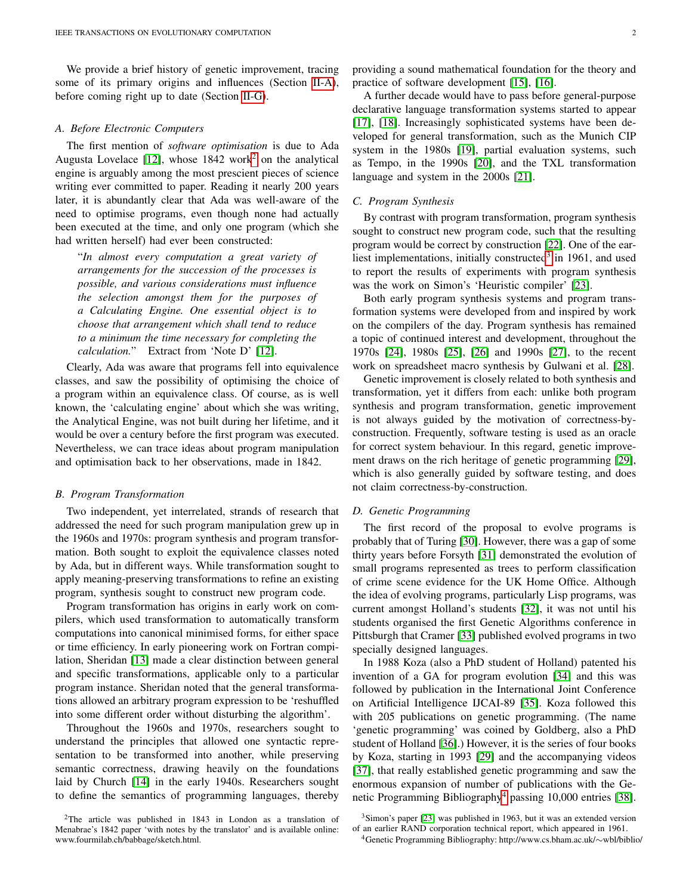We provide a brief history of genetic improvement, tracing some of its primary origins and influences (Section II-A), before coming right up to date (Section II-G).

### A. Before Electronic Computers

The first mention of *software optimisation* is due to Ada Augusta Lovelace [12], whose 1842 work[2] on the analytical engine is arguably among the most prescient pieces of science writing ever committed to paper. Reading it nearly 200 years later, it is abundantly clear that Ada was well-aware of the need to optimise programs, even though none had actually been executed at the time, and only one program (which she had written herself) had ever been constructed:

> "*In almost every computation a great variety of arrangements for the succession of the processes is possible, and various considerations must influence the selection amongst them for the purposes of a Calculating Engine. One essential object is to choose that arrangement which shall tend to reduce to a minimum the time necessary for completing the calculation.*" Extract from 'Note D' [12].

Clearly, Ada was aware that programs fell into equivalence classes, and saw the possibility of optimising the choice of a program within an equivalence class. Of course, as is well known, the 'calculating engine' about which she was writing, the Analytical Engine, was not built during her lifetime, and it would be over a century before the first program was executed. Nevertheless, we can trace ideas about program manipulation and optimisation back to her observations, made in 1842.

### B. Program Transformation

Two independent, yet interrelated, strands of research that addressed the need for such program manipulation grew up in the 1960s and 1970s: program synthesis and program transformation. Both sought to exploit the equivalence classes noted by Ada, but in different ways. While transformation sought to apply meaning-preserving transformations to refine an existing program, synthesis sought to construct new program code.

Program transformation has origins in early work on compilers, which used transformation to automatically transform computations into canonical minimised forms, for either space or time efficiency. In early pioneering work on Fortran compilation, Sheridan [13] made a clear distinction between general and specific transformations, applicable only to a particular program instance. Sheridan noted that the general transformations allowed an arbitrary program expression to be 'reshuffled into some different order without disturbing the algorithm'.

Throughout the 1960s and 1970s, researchers sought to understand the principles that allowed one syntactic representation to be transformed into another, while preserving semantic correctness, drawing heavily on the foundations laid by Church [14] in the early 1940s. Researchers sought to define the semantics of programming languages, thereby providing a sound mathematical foundation for the theory and practice of software development [15], [16].

A further decade would have to pass before general-purpose declarative language transformation systems started to appear [17], [18]. Increasingly sophisticated systems have been developed for general transformation, such as the Munich CIP system in the 1980s [19], partial evaluation systems, such as Tempo, in the 1990s [20], and the TXL transformation language and system in the 2000s [21].

### C. Program Synthesis

By contrast with program transformation, program synthesis sought to construct new program code, such that the resulting program would be correct by construction [22]. One of the earliest implementations, initially constructed[3] in 1961, and used to report the results of experiments with program synthesis was the work on Simon's 'Heuristic compiler' [23].

Both early program synthesis systems and program transformation systems were developed from and inspired by work on the compilers of the day. Program synthesis has remained a topic of continued interest and development, throughout the 1970s [24], 1980s [25], [26] and 1990s [27], to the recent work on spreadsheet macro synthesis by Gulwani et al. [28].

Genetic improvement is closely related to both synthesis and transformation, yet it differs from each: unlike both program synthesis and program transformation, genetic improvement is not always guided by the motivation of correctness-by-construction. Frequently, software testing is used as an oracle for correct system behaviour. In this regard, genetic improvement draws on the rich heritage of genetic programming [29], which is also generally guided by software testing, and does not claim correctness-by-construction.

### D. Genetic Programming

The first record of the proposal to evolve programs is probably that of Turing [30]. However, there was a gap of some thirty years before Forsyth [31] demonstrated the evolution of small programs represented as trees to perform classification of crime scene evidence for the UK Home Office. Although the idea of evolving programs, particularly Lisp programs, was current amongst Holland's students [32], it was not until his students organised the first Genetic Algorithms conference in Pittsburgh that Cramer [33] published evolved programs in two specially designed languages.

In 1988 Koza (also a PhD student of Holland) patented his invention of a GA for program evolution [34] and this was followed by publication in the International Joint Conference on Artificial Intelligence IJCAI-89 [35]. Koza followed this with 205 publications on genetic programming. (The name 'genetic programming' was coined by Goldberg, also a PhD student of Holland [36].) However, it is the series of four books by Koza, starting in 1993 [29] and the accompanying videos [37], that really established genetic programming and saw the enormous expansion of number of publications with the Genetic Programming Bibliography[4] passing 10,000 entries [38].

---

[2] The article was published in 1843 in London as a translation of Menabrae's 1842 paper 'with notes by the translator' and is available online: www.fourmilab.ch/babbage/sketch.html.

[3] Simon's paper [23] was published in 1963, but it was an extended version of an earlier RAND corporation technical report, which appeared in 1961.

[4] Genetic Programming Bibliography: http://www.cs.bham.ac.uk/∼wbl/biblio/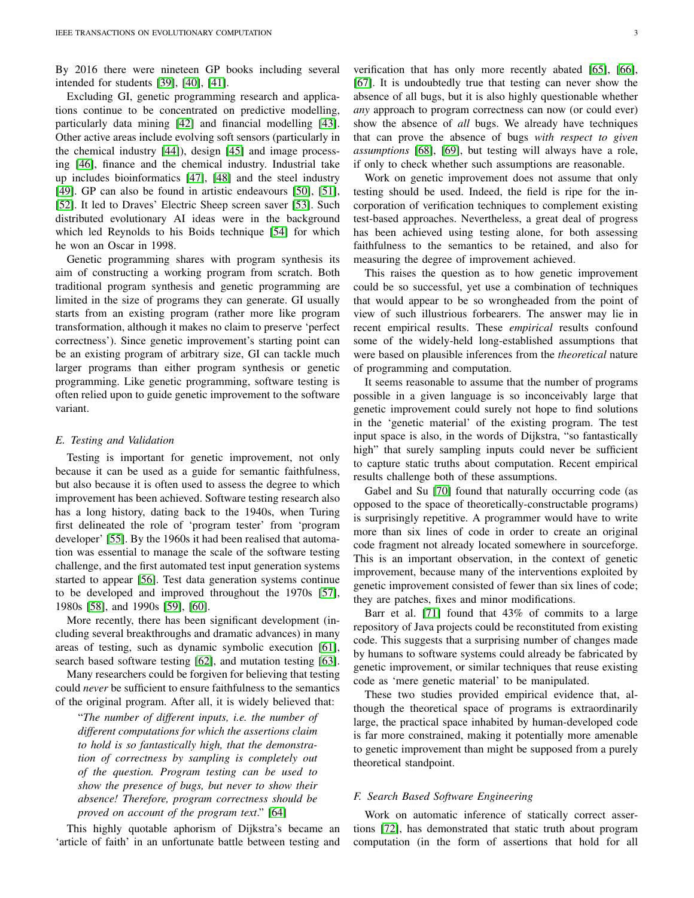By 2016 there were nineteen GP books including several intended for students [39], [40], [41].

Excluding GI, genetic programming research and applications continue to be concentrated on predictive modelling, particularly data mining [42] and financial modelling [43]. Other active areas include evolving soft sensors (particularly in the chemical industry [44]), design [45] and image processing [46], finance and the chemical industry. Industrial take up includes bioinformatics [47], [48] and the steel industry [49]. GP can also be found in artistic endeavours [50], [51], [52]. It led to Draves' Electric Sheep screen saver [53]. Such distributed evolutionary AI ideas were in the background which led Reynolds to his Boids technique [54] for which he won an Oscar in 1998.

Genetic programming shares with program synthesis its aim of constructing a working program from scratch. Both traditional program synthesis and genetic programming are limited in the size of programs they can generate. GI usually starts from an existing program (rather more like program transformation, although it makes no claim to preserve 'perfect correctness'). Since genetic improvement's starting point can be an existing program of arbitrary size, GI can tackle much larger programs than either program synthesis or genetic programming. Like genetic programming, software testing is often relied upon to guide genetic improvement to the software variant.

### E. Testing and Validation

Testing is important for genetic improvement, not only because it can be used as a guide for semantic faithfulness, but also because it is often used to assess the degree to which improvement has been achieved. Software testing research also has a long history, dating back to the 1940s, when Turing first delineated the role of 'program tester' from 'program developer' [55]. By the 1960s it had been realised that automation was essential to manage the scale of the software testing challenge, and the first automated test input generation systems started to appear [56]. Test data generation systems continue to be developed and improved throughout the 1970s [57], 1980s [58], and 1990s [59], [60].

More recently, there has been significant development (including several breakthroughs and dramatic advances) in many areas of testing, such as dynamic symbolic execution [61], search based software testing [62], and mutation testing [63].

Many researchers could be forgiven for believing that testing could *never* be sufficient to ensure faithfulness to the semantics of the original program. After all, it is widely believed that:

> "*The number of different inputs, i.e. the number of different computations for which the assertions claim to hold is so fantastically high, that the demonstration of correctness by sampling is completely out of the question. Program testing can be used to show the presence of bugs, but never to show their absence! Therefore, program correctness should be proved on account of the program text*." [64]

This highly quotable aphorism of Dijkstra's became an 'article of faith' in an unfortunate battle between testing and verification that has only more recently abated [65], [66], [67]. It is undoubtedly true that testing can never show the absence of all bugs, but it is also highly questionable whether *any* approach to program correctness can now (or could ever) show the absence of *all* bugs. We already have techniques that can prove the absence of bugs *with respect to given assumptions* [68], [69], but testing will always have a role, if only to check whether such assumptions are reasonable.

Work on genetic improvement does not assume that only testing should be used. Indeed, the field is ripe for the incorporation of verification techniques to complement existing test-based approaches. Nevertheless, a great deal of progress has been achieved using testing alone, for both assessing faithfulness to the semantics to be retained, and also for measuring the degree of improvement achieved.

This raises the question as to how genetic improvement could be so successful, yet use a combination of techniques that would appear to be so wrongheaded from the point of view of such illustrious forbearers. The answer may lie in recent empirical results. These *empirical* results confound some of the widely-held long-established assumptions that were based on plausible inferences from the *theoretical* nature of programming and computation.

It seems reasonable to assume that the number of programs possible in a given language is so inconceivably large that genetic improvement could surely not hope to find solutions in the 'genetic material' of the existing program. The test input space is also, in the words of Dijkstra, "so fantastically high" that surely sampling inputs could never be sufficient to capture static truths about computation. Recent empirical results challenge both of these assumptions.

Gabel and Su [70] found that naturally occurring code (as opposed to the space of theoretically-constructable programs) is surprisingly repetitive. A programmer would have to write more than six lines of code in order to create an original code fragment not already located somewhere in sourceforge. This is an important observation, in the context of genetic improvement, because many of the interventions exploited by genetic improvement consisted of fewer than six lines of code; they are patches, fixes and minor modifications.

Barr et al. [71] found that 43% of commits to a large repository of Java projects could be reconstituted from existing code. This suggests that a surprising number of changes made by humans to software systems could already be fabricated by genetic improvement, or similar techniques that reuse existing code as 'mere genetic material' to be manipulated.

These two studies provided empirical evidence that, although the theoretical space of programs is extraordinarily large, the practical space inhabited by human-developed code is far more constrained, making it potentially more amenable to genetic improvement than might be supposed from a purely theoretical standpoint.

### F. Search Based Software Engineering

Work on automatic inference of statically correct assertions [72], has demonstrated that static truth about program computation (in the form of assertions that hold for all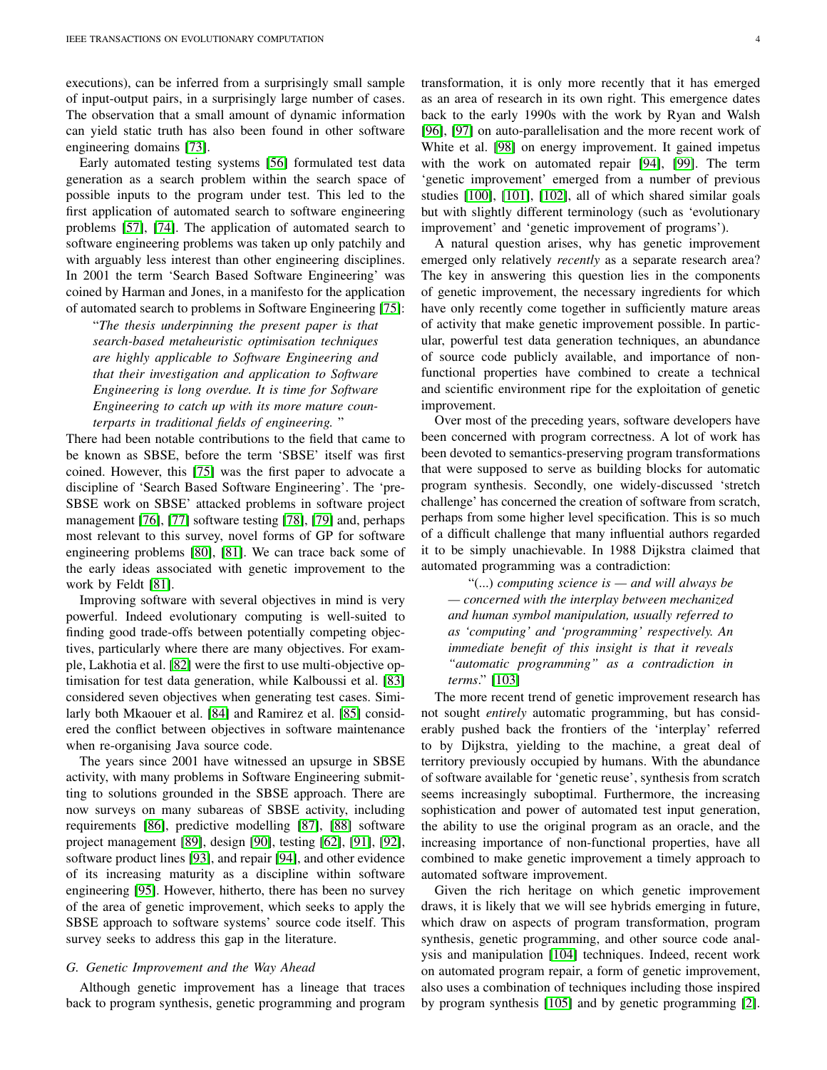executions), can be inferred from a surprisingly small sample of input-output pairs, in a surprisingly large number of cases. The observation that a small amount of dynamic information can yield static truth has also been found in other software engineering domains [73].

Early automated testing systems [56] formulated test data generation as a search problem within the search space of possible inputs to the program under test. This led to the first application of automated search to software engineering problems [57], [74]. The application of automated search to software engineering problems was taken up only patchily and with arguably less interest than other engineering disciplines. In 2001 the term 'Search Based Software Engineering' was coined by Harman and Jones, in a manifesto for the application of automated search to problems in Software Engineering [75]:

> "*The thesis underpinning the present paper is that search-based metaheuristic optimisation techniques are highly applicable to Software Engineering and that their investigation and application to Software Engineering is long overdue. It is time for Software Engineering to catch up with its more mature counterparts in traditional fields of engineering.* "

There had been notable contributions to the field that came to be known as SBSE, before the term 'SBSE' itself was first coined. However, this [75] was the first paper to advocate a discipline of 'Search Based Software Engineering'. The 'pre-SBSE work on SBSE' attacked problems in software project management [76], [77] software testing [78], [79] and, perhaps most relevant to this survey, novel forms of GP for software engineering problems [80], [81]. We can trace back some of the early ideas associated with genetic improvement to the work by Feldt [81].

Improving software with several objectives in mind is very powerful. Indeed evolutionary computing is well-suited to finding good trade-offs between potentially competing objectives, particularly where there are many objectives. For example, Lakhotia et al. [82] were the first to use multi-objective optimisation for test data generation, while Kalboussi et al. [83] considered seven objectives when generating test cases. Similarly both Mkaouer et al. [84] and Ramirez et al. [85] considered the conflict between objectives in software maintenance when re-organising Java source code.

The years since 2001 have witnessed an upsurge in SBSE activity, with many problems in Software Engineering submitting to solutions grounded in the SBSE approach. There are now surveys on many subareas of SBSE activity, including requirements [86], predictive modelling [87], [88] software project management [89], design [90], testing [62], [91], [92], software product lines [93], and repair [94], and other evidence of its increasing maturity as a discipline within software engineering [95]. However, hitherto, there has been no survey of the area of genetic improvement, which seeks to apply the SBSE approach to software systems' source code itself. This survey seeks to address this gap in the literature.

### G. Genetic Improvement and the Way Ahead

Although genetic improvement has a lineage that traces back to program synthesis, genetic programming and program transformation, it is only more recently that it has emerged as an area of research in its own right. This emergence dates back to the early 1990s with the work by Ryan and Walsh [96], [97] on auto-parallelisation and the more recent work of White et al. [98] on energy improvement. It gained impetus with the work on automated repair [94], [99]. The term 'genetic improvement' emerged from a number of previous studies [100], [101], [102], all of which shared similar goals but with slightly different terminology (such as 'evolutionary improvement' and 'genetic improvement of programs').

A natural question arises, why has genetic improvement emerged only relatively *recently* as a separate research area? The key in answering this question lies in the components of genetic improvement, the necessary ingredients for which have only recently come together in sufficiently mature areas of activity that make genetic improvement possible. In particular, powerful test data generation techniques, an abundance of source code publicly available, and importance of non-functional properties have combined to create a technical and scientific environment ripe for the exploitation of genetic improvement.

Over most of the preceding years, software developers have been concerned with program correctness. A lot of work has been devoted to semantics-preserving program transformations that were supposed to serve as building blocks for automatic program synthesis. Secondly, one widely-discussed 'stretch challenge' has concerned the creation of software from scratch, perhaps from some higher level specification. This is so much of a difficult challenge that many influential authors regarded it to be simply unachievable. In 1988 Dijkstra claimed that automated programming was a contradiction:

> "(...) *computing science is — and will always be — concerned with the interplay between mechanized and human symbol manipulation, usually referred to as 'computing' and 'programming' respectively. An immediate benefit of this insight is that it reveals "automatic programming" as a contradiction in terms*." [103]

The more recent trend of genetic improvement research has not sought *entirely* automatic programming, but has considerably pushed back the frontiers of the 'interplay' referred to by Dijkstra, yielding to the machine, a great deal of territory previously occupied by humans. With the abundance of software available for 'genetic reuse', synthesis from scratch seems increasingly suboptimal. Furthermore, the increasing sophistication and power of automated test input generation, the ability to use the original program as an oracle, and the increasing importance of non-functional properties, have all combined to make genetic improvement a timely approach to automated software improvement.

Given the rich heritage on which genetic improvement draws, it is likely that we will see hybrids emerging in future, which draw on aspects of program transformation, program synthesis, genetic programming, and other source code analysis and manipulation [104] techniques. Indeed, recent work on automated program repair, a form of genetic improvement, also uses a combination of techniques including those inspired by program synthesis [105] and by genetic programming [2].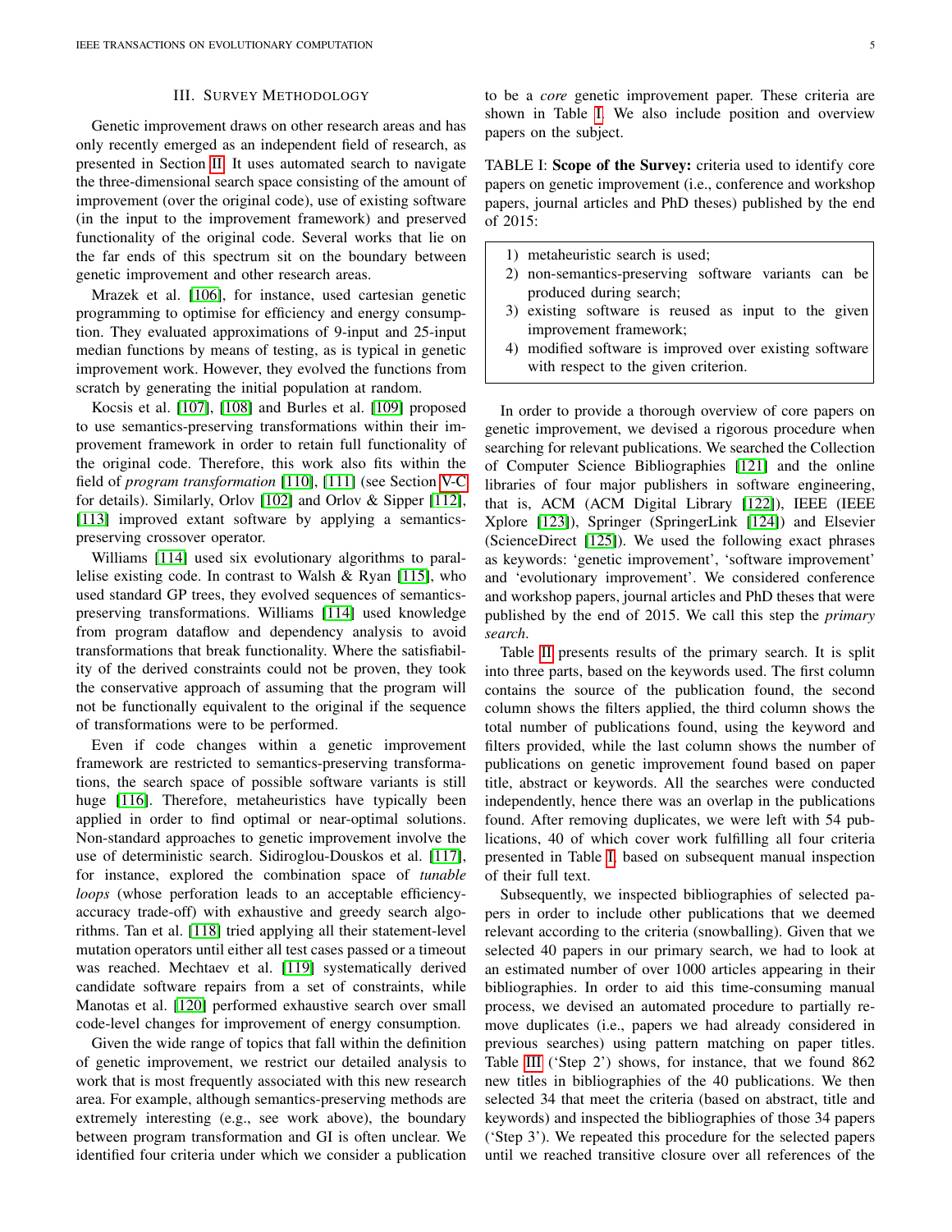## III. Survey Methodology

Genetic improvement draws on other research areas and has only recently emerged as an independent field of research, as presented in Section II. It uses automated search to navigate the three-dimensional search space consisting of the amount of improvement (over the original code), use of existing software (in the input to the improvement framework) and preserved functionality of the original code. Several works that lie on the far ends of this spectrum sit on the boundary between genetic improvement and other research areas.

Mrazek et al. [106], for instance, used cartesian genetic programming to optimise for efficiency and energy consumption. They evaluated approximations of 9-input and 25-input median functions by means of testing, as is typical in genetic improvement work. However, they evolved the functions from scratch by generating the initial population at random.

Kocsis et al. [107], [108] and Burles et al. [109] proposed to use semantics-preserving transformations within their improvement framework in order to retain full functionality of the original code. Therefore, this work also fits within the field of *program transformation* [110], [111] (see Section V-C for details). Similarly, Orlov [102] and Orlov & Sipper [112], [113] improved extant software by applying a semantics-preserving crossover operator.

Williams [114] used six evolutionary algorithms to parallelise existing code. In contrast to Walsh & Ryan [115], who used standard GP trees, they evolved sequences of semantics-preserving transformations. Williams [114] used knowledge from program dataflow and dependency analysis to avoid transformations that break functionality. Where the satisfiability of the derived constraints could not be proven, they took the conservative approach of assuming that the program will not be functionally equivalent to the original if the sequence of transformations were to be performed.

Even if code changes within a genetic improvement framework are restricted to semantics-preserving transformations, the search space of possible software variants is still huge [116]. Therefore, metaheuristics have typically been applied in order to find optimal or near-optimal solutions. Non-standard approaches to genetic improvement involve the use of deterministic search. Sidiroglou-Douskos et al. [117], for instance, explored the combination space of *tunable loops* (whose perforation leads to an acceptable efficiency-accuracy trade-off) with exhaustive and greedy search algorithms. Tan et al. [118] tried applying all their statement-level mutation operators until either all test cases passed or a timeout was reached. Mechtaev et al. [119] systematically derived candidate software repairs from a set of constraints, while Manotas et al. [120] performed exhaustive search over small code-level changes for improvement of energy consumption.

Given the wide range of topics that fall within the definition of genetic improvement, we restrict our detailed analysis to work that is most frequently associated with this new research area. For example, although semantics-preserving methods are extremely interesting (e.g., see work above), the boundary between program transformation and GI is often unclear. We identified four criteria under which we consider a publication to be a *core* genetic improvement paper. These criteria are shown in Table I. We also include position and overview papers on the subject.

TABLE I: **Scope of the Survey:** criteria used to identify core papers on genetic improvement (i.e., conference and workshop papers, journal articles and PhD theses) published by the end of 2015:

1) metaheuristic search is used;
2) non-semantics-preserving software variants can be produced during search;
3) existing software is reused as input to the given improvement framework;
4) modified software is improved over existing software with respect to the given criterion.

In order to provide a thorough overview of core papers on genetic improvement, we devised a rigorous procedure when searching for relevant publications. We searched the Collection of Computer Science Bibliographies [121] and the online libraries of four major publishers in software engineering, that is, ACM (ACM Digital Library [122]), IEEE (IEEE Xplore [123]), Springer (SpringerLink [124]) and Elsevier (ScienceDirect [125]). We used the following exact phrases as keywords: 'genetic improvement', 'software improvement' and 'evolutionary improvement'. We considered conference and workshop papers, journal articles and PhD theses that were published by the end of 2015. We call this step the *primary search*.

Table II presents results of the primary search. It is split into three parts, based on the keywords used. The first column contains the source of the publication found, the second column shows the filters applied, the third column shows the total number of publications found, using the keyword and filters provided, while the last column shows the number of publications on genetic improvement found based on paper title, abstract or keywords. All the searches were conducted independently, hence there was an overlap in the publications found. After removing duplicates, we were left with 54 publications, 40 of which cover work fulfilling all four criteria presented in Table I, based on subsequent manual inspection of their full text.

Subsequently, we inspected bibliographies of selected papers in order to include other publications that we deemed relevant according to the criteria (snowballing). Given that we selected 40 papers in our primary search, we had to look at an estimated number of over 1000 articles appearing in their bibliographies. In order to aid this time-consuming manual process, we devised an automated procedure to partially remove duplicates (i.e., papers we had already considered in previous searches) using pattern matching on paper titles. Table III ('Step 2') shows, for instance, that we found 862 new titles in bibliographies of the 40 publications. We then selected 34 that meet the criteria (based on abstract, title and keywords) and inspected the bibliographies of those 34 papers ('Step 3'). We repeated this procedure for the selected papers until we reached transitive closure over all references of the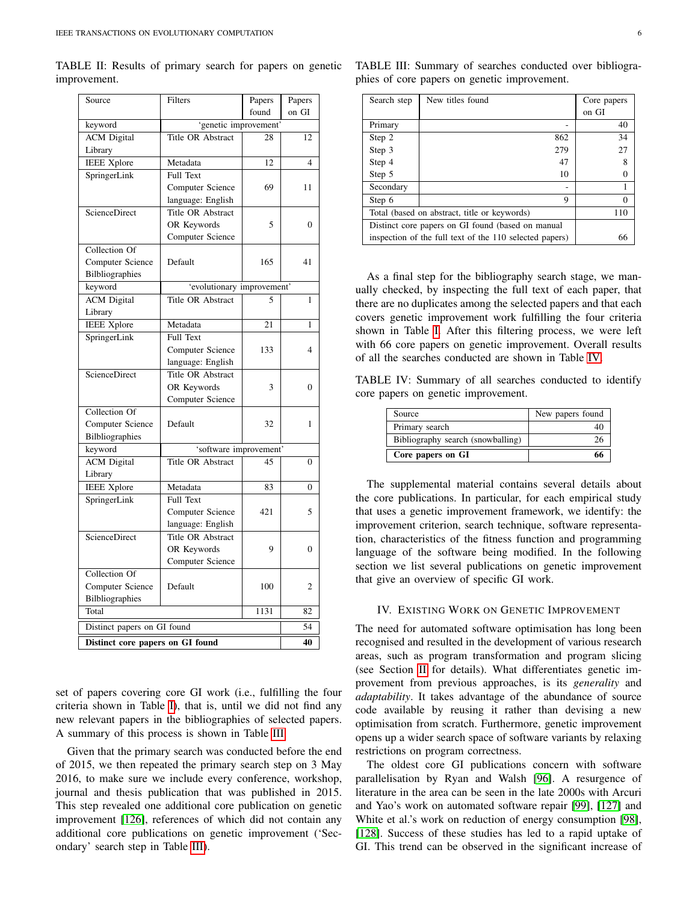TABLE II: Results of primary search for papers on genetic improvement.

| Source | Filters | Papers found | Papers on GI |
|---|---|---|---|
| keyword | 'genetic improvement' | | |
| ACM Digital Library | Title OR Abstract | 28 | 12 |
| IEEE Xplore | Metadata | 12 | 4 |
| SpringerLink | Full Text Computer Science language: English | 69 | 11 |
| ScienceDirect | Title OR Abstract OR Keywords Computer Science | 5 | 0 |
| Collection Of Computer Science Bilbliographies | Default | 165 | 41 |
| keyword | 'evolutionary improvement' | | |
| ACM Digital Library | Title OR Abstract | 5 | 1 |
| IEEE Xplore | Metadata | 21 | 1 |
| SpringerLink | Full Text Computer Science language: English | 133 | 4 |
| ScienceDirect | Title OR Abstract OR Keywords Computer Science | 3 | 0 |
| Collection Of Computer Science Bilbliographies | Default | 32 | 1 |
| keyword | 'software improvement' | | |
| ACM Digital Library | Title OR Abstract | 45 | 0 |
| IEEE Xplore | Metadata | 83 | 0 |
| SpringerLink | Full Text Computer Science language: English | 421 | 5 |
| ScienceDirect | Title OR Abstract OR Keywords Computer Science | 9 | 0 |
| Collection Of Computer Science Bilbliographies | Default | 100 | 2 |
| Total | | 1131 | 82 |
| Distinct papers on GI found | | | 54 |
| **Distinct core papers on GI found** | | | **40** |

set of papers covering core GI work (i.e., fulfilling the four criteria shown in Table I), that is, until we did not find any new relevant papers in the bibliographies of selected papers. A summary of this process is shown in Table III.

Given that the primary search was conducted before the end of 2015, we then repeated the primary search step on 3 May 2016, to make sure we include every conference, workshop, journal and thesis publication that was published in 2015. This step revealed one additional core publication on genetic improvement [126], references of which did not contain any additional core publications on genetic improvement ('Secondary' search step in Table III).

TABLE III: Summary of searches conducted over bibliographies of core papers on genetic improvement.

| Search step | New titles found | Core papers on GI |
|---|---|---|
| Primary | - | 40 |
| Step 2 | 862 | 34 |
| Step 3 | 279 | 27 |
| Step 4 | 47 | 8 |
| Step 5 | 10 | 0 |
| Secondary | - | 1 |
| Step 6 | 9 | 0 |
| Total (based on abstract, title or keywords) | | 110 |
| Distinct core papers on GI found (based on manual inspection of the full text of the 110 selected papers) | | 66 |

As a final step for the bibliography search stage, we manually checked, by inspecting the full text of each paper, that there are no duplicates among the selected papers and that each covers genetic improvement work fulfilling the four criteria shown in Table I. After this filtering process, we were left with 66 core papers on genetic improvement. Overall results of all the searches conducted are shown in Table IV.

TABLE IV: Summary of all searches conducted to identify core papers on genetic improvement.

| Source | New papers found |
|---|---|
| Primary search | 40 |
| Bibliography search (snowballing) | 26 |
| **Core papers on GI** | **66** |

The supplemental material contains several details about the core publications. In particular, for each empirical study that uses a genetic improvement framework, we identify: the improvement criterion, search technique, software representation, characteristics of the fitness function and programming language of the software being modified. In the following section we list several publications on genetic improvement that give an overview of specific GI work.

## IV. Existing Work on Genetic Improvement

The need for automated software optimisation has long been recognised and resulted in the development of various research areas, such as program transformation and program slicing (see Section II for details). What differentiates genetic improvement from previous approaches, is its *generality* and *adaptability*. It takes advantage of the abundance of source code available by reusing it rather than devising a new optimisation from scratch. Furthermore, genetic improvement opens up a wider search space of software variants by relaxing restrictions on program correctness.

The oldest core GI publications concern with software parallelisation by Ryan and Walsh [96]. A resurgence of literature in the area can be seen in the late 2000s with Arcuri and Yao's work on automated software repair [99], [127] and White et al.'s work on reduction of energy consumption [98], [128]. Success of these studies has led to a rapid uptake of GI. This trend can be observed in the significant increase of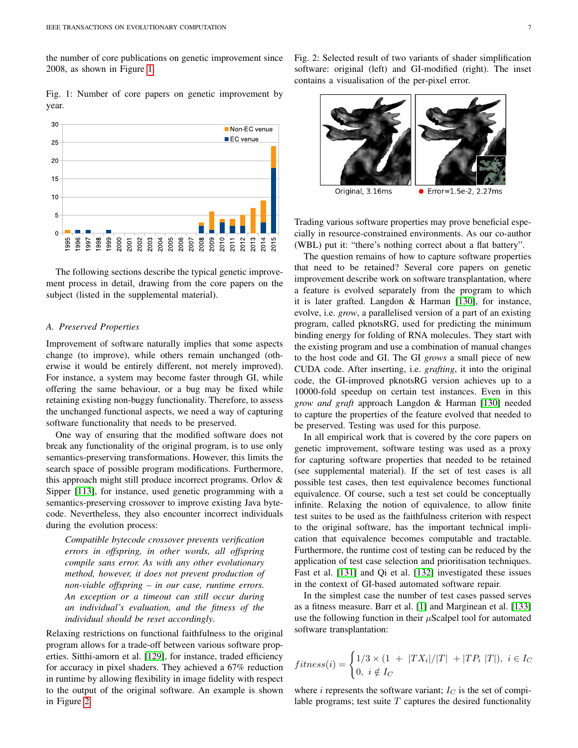the number of core publications on genetic improvement since 2008, as shown in Figure 1.

Fig. 1: Number of core papers on genetic improvement by year.

The following sections describe the typical genetic improvement process in detail, drawing from the core papers on the subject (listed in the supplemental material).

### A. Preserved Properties

Improvement of software naturally implies that some aspects change (to improve), while others remain unchanged (otherwise it would be entirely different, not merely improved). For instance, a system may become faster through GI, while offering the same behaviour, or a bug may be fixed while retaining existing non-buggy functionality. Therefore, to assess the unchanged functional aspects, we need a way of capturing software functionality that needs to be preserved.

One way of ensuring that the modified software does not break any functionality of the original program, is to use only semantics-preserving transformations. However, this limits the search space of possible program modifications. Furthermore, this approach might still produce incorrect programs. Orlov & Sipper [113], for instance, used genetic programming with a semantics-preserving crossover to improve existing Java bytecode. Nevertheless, they also encounter incorrect individuals during the evolution process:

> *Compatible bytecode crossover prevents verification errors in offspring, in other words, all offspring compile sans error. As with any other evolutionary method, however, it does not prevent production of non-viable offspring – in our case, runtime errors. An exception or a timeout can still occur during an individual's evaluation, and the fitness of the individual should be reset accordingly.*

Relaxing restrictions on functional faithfulness to the original program allows for a trade-off between various software properties. Sitthi-amorn et al. [129], for instance, traded efficiency for accuracy in pixel shaders. They achieved a 67% reduction in runtime by allowing flexibility in image fidelity with respect to the output of the original software. An example is shown in Figure 2.

Fig. 2: Selected result of two variants of shader simplification software: original (left) and GI-modified (right). The inset contains a visualisation of the per-pixel error.

Original, 3.16ms — Error=1.5e-2, 2.27ms

Trading various software properties may prove beneficial especially in resource-constrained environments. As our co-author (WBL) put it: "there's nothing correct about a flat battery".

The question remains of how to capture software properties that need to be retained? Several core papers on genetic improvement describe work on software transplantation, where a feature is evolved separately from the program to which it is later grafted. Langdon & Harman [130], for instance, evolve, i.e. *grow*, a parallelised version of a part of an existing program, called pknotsRG, used for predicting the minimum binding energy for folding of RNA molecules. They start with the existing program and use a combination of manual changes to the host code and GI. The GI *grows* a small piece of new CUDA code. After inserting, i.e. *grafting*, it into the original code, the GI-improved pknotsRG version achieves up to a 10000-fold speedup on certain test instances. Even in this *grow and graft* approach Langdon & Harman [130] needed to capture the properties of the feature evolved that needed to be preserved. Testing was used for this purpose.

In all empirical work that is covered by the core papers on genetic improvement, software testing was used as a proxy for capturing software properties that needed to be retained (see supplemental material). If the set of test cases is all possible test cases, then test equivalence becomes functional equivalence. Of course, such a test set could be conceptually infinite. Relaxing the notion of equivalence, to allow finite test suites to be used as the faithfulness criterion with respect to the original software, has the important technical implication that equivalence becomes computable and tractable. Furthermore, the runtime cost of testing can be reduced by the application of test case selection and prioritisation techniques. Fast et al. [131] and Qi et al. [132] investigated these issues in the context of GI-based automated software repair.

In the simplest case the number of test cases passed serves as a fitness measure. Barr et al. [1] and Marginean et al. [133] use the following function in their $\mu$Scalpel tool for automated software transplantation:

$$fitness(i) = \begin{cases} 1/3 \times (1 \; + \; |TX_i|/|T| \; + |TP_i \; |T|), \; i \in I_C \\ 0, \;\; i \notin I_C \end{cases}$$

where $i$ represents the software variant; $I_C$ is the set of compilable programs; test suite $T$ captures the desired functionality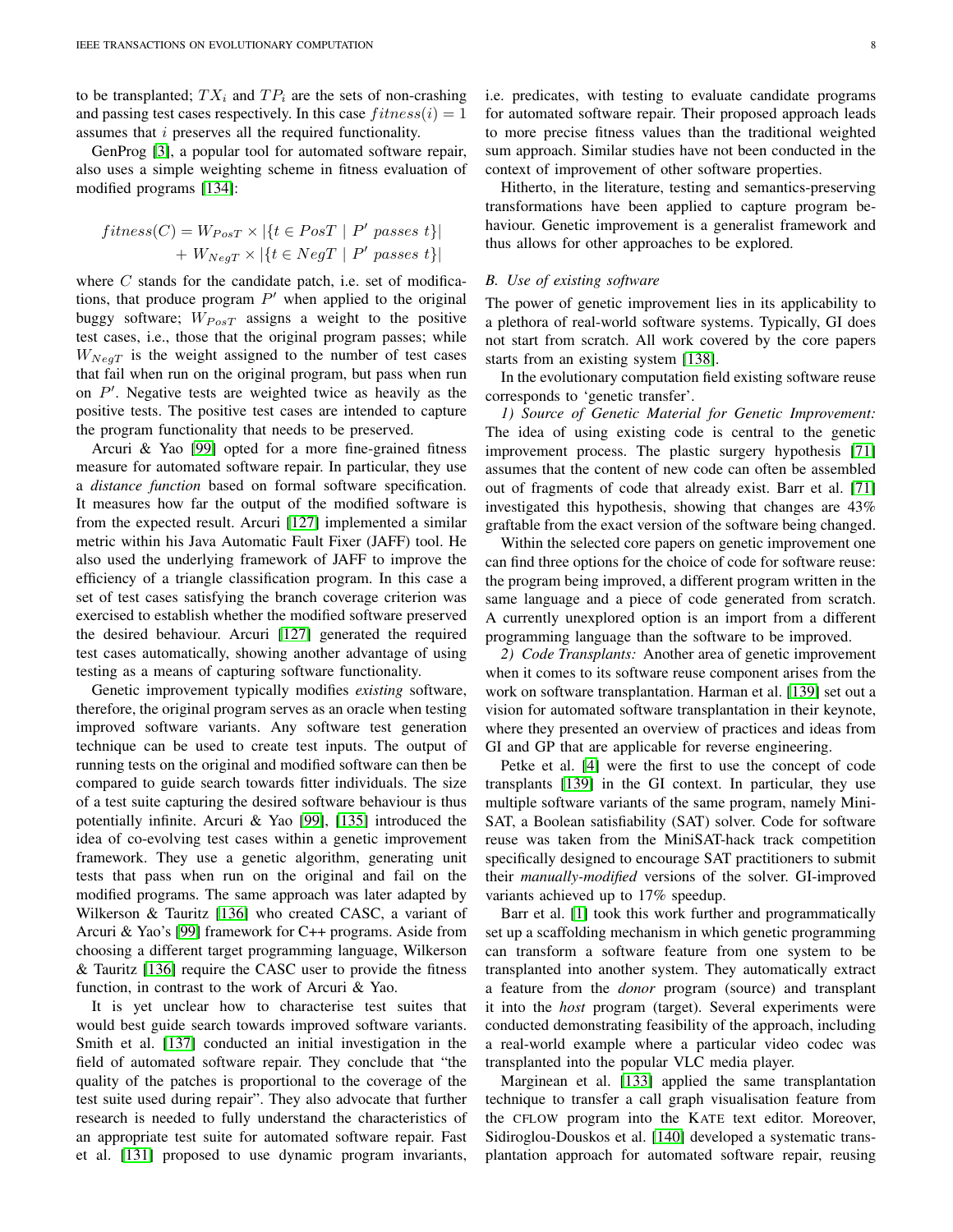to be transplanted; $TX_i$ and $TP_i$ are the sets of non-crashing and passing test cases respectively. In this case $fitness(i) = 1$ assumes that $i$ preserves all the required functionality.

GenProg [3], a popular tool for automated software repair, also uses a simple weighting scheme in fitness evaluation of modified programs [134]:

$$fitness(C) = W_{PosT} \times |\{t \in PosT \mid P' \ passes\ t\}| + W_{NegT} \times |\{t \in NegT \mid P' \ passes\ t\}|$$

where $C$ stands for the candidate patch, i.e. set of modifications, that produce program $P'$ when applied to the original buggy software; $W_{PosT}$ assigns a weight to the positive test cases, i.e., those that the original program passes; while $W_{NegT}$ is the weight assigned to the number of test cases that fail when run on the original program, but pass when run on $P'$. Negative tests are weighted twice as heavily as the positive tests. The positive test cases are intended to capture the program functionality that needs to be preserved.

Arcuri & Yao [99] opted for a more fine-grained fitness measure for automated software repair. In particular, they use a *distance function* based on formal software specification. It measures how far the output of the modified software is from the expected result. Arcuri [127] implemented a similar metric within his Java Automatic Fault Fixer (JAFF) tool. He also used the underlying framework of JAFF to improve the efficiency of a triangle classification program. In this case a set of test cases satisfying the branch coverage criterion was exercised to establish whether the modified software preserved the desired behaviour. Arcuri [127] generated the required test cases automatically, showing another advantage of using testing as a means of capturing software functionality.

Genetic improvement typically modifies *existing* software, therefore, the original program serves as an oracle when testing improved software variants. Any software test generation technique can be used to create test inputs. The output of running tests on the original and modified software can then be compared to guide search towards fitter individuals. The size of a test suite capturing the desired software behaviour is thus potentially infinite. Arcuri & Yao [99], [135] introduced the idea of co-evolving test cases within a genetic improvement framework. They use a genetic algorithm, generating unit tests that pass when run on the original and fail on the modified programs. The same approach was later adapted by Wilkerson & Tauritz [136] who created CASC, a variant of Arcuri & Yao's [99] framework for C++ programs. Aside from choosing a different target programming language, Wilkerson & Tauritz [136] require the CASC user to provide the fitness function, in contrast to the work of Arcuri & Yao.

It is yet unclear how to characterise test suites that would best guide search towards improved software variants. Smith et al. [137] conducted an initial investigation in the field of automated software repair. They conclude that "the quality of the patches is proportional to the coverage of the test suite used during repair". They also advocate that further research is needed to fully understand the characteristics of an appropriate test suite for automated software repair. Fast et al. [131] proposed to use dynamic program invariants, i.e. predicates, with testing to evaluate candidate programs for automated software repair. Their proposed approach leads to more precise fitness values than the traditional weighted sum approach. Similar studies have not been conducted in the context of improvement of other software properties.

Hitherto, in the literature, testing and semantics-preserving transformations have been applied to capture program behaviour. Genetic improvement is a generalist framework and thus allows for other approaches to be explored.

### B. Use of existing software

The power of genetic improvement lies in its applicability to a plethora of real-world software systems. Typically, GI does not start from scratch. All work covered by the core papers starts from an existing system [138].

In the evolutionary computation field existing software reuse corresponds to 'genetic transfer'.

*1) Source of Genetic Material for Genetic Improvement:* The idea of using existing code is central to the genetic improvement process. The plastic surgery hypothesis [71] assumes that the content of new code can often be assembled out of fragments of code that already exist. Barr et al. [71] investigated this hypothesis, showing that changes are 43% graftable from the exact version of the software being changed.

Within the selected core papers on genetic improvement one can find three options for the choice of code for software reuse: the program being improved, a different program written in the same language and a piece of code generated from scratch. A currently unexplored option is an import from a different programming language than the software to be improved.

*2) Code Transplants:* Another area of genetic improvement when it comes to its software reuse component arises from the work on software transplantation. Harman et al. [139] set out a vision for automated software transplantation in their keynote, where they presented an overview of practices and ideas from GI and GP that are applicable for reverse engineering.

Petke et al. [4] were the first to use the concept of code transplants [139] in the GI context. In particular, they use multiple software variants of the same program, namely MiniSAT, a Boolean satisfiability (SAT) solver. Code for software reuse was taken from the MiniSAT-hack track competition specifically designed to encourage SAT practitioners to submit their *manually-modified* versions of the solver. GI-improved variants achieved up to 17% speedup.

Barr et al. [1] took this work further and programmatically set up a scaffolding mechanism in which genetic programming can transform a software feature from one system to be transplanted into another system. They automatically extract a feature from the *donor* program (source) and transplant it into the *host* program (target). Several experiments were conducted demonstrating feasibility of the approach, including a real-world example where a particular video codec was transplanted into the popular VLC media player.

Marginean et al. [133] applied the same transplantation technique to transfer a call graph visualisation feature from the CFLOW program into the KATE text editor. Moreover, Sidiroglou-Douskos et al. [140] developed a systematic transplantation approach for automated software repair, reusing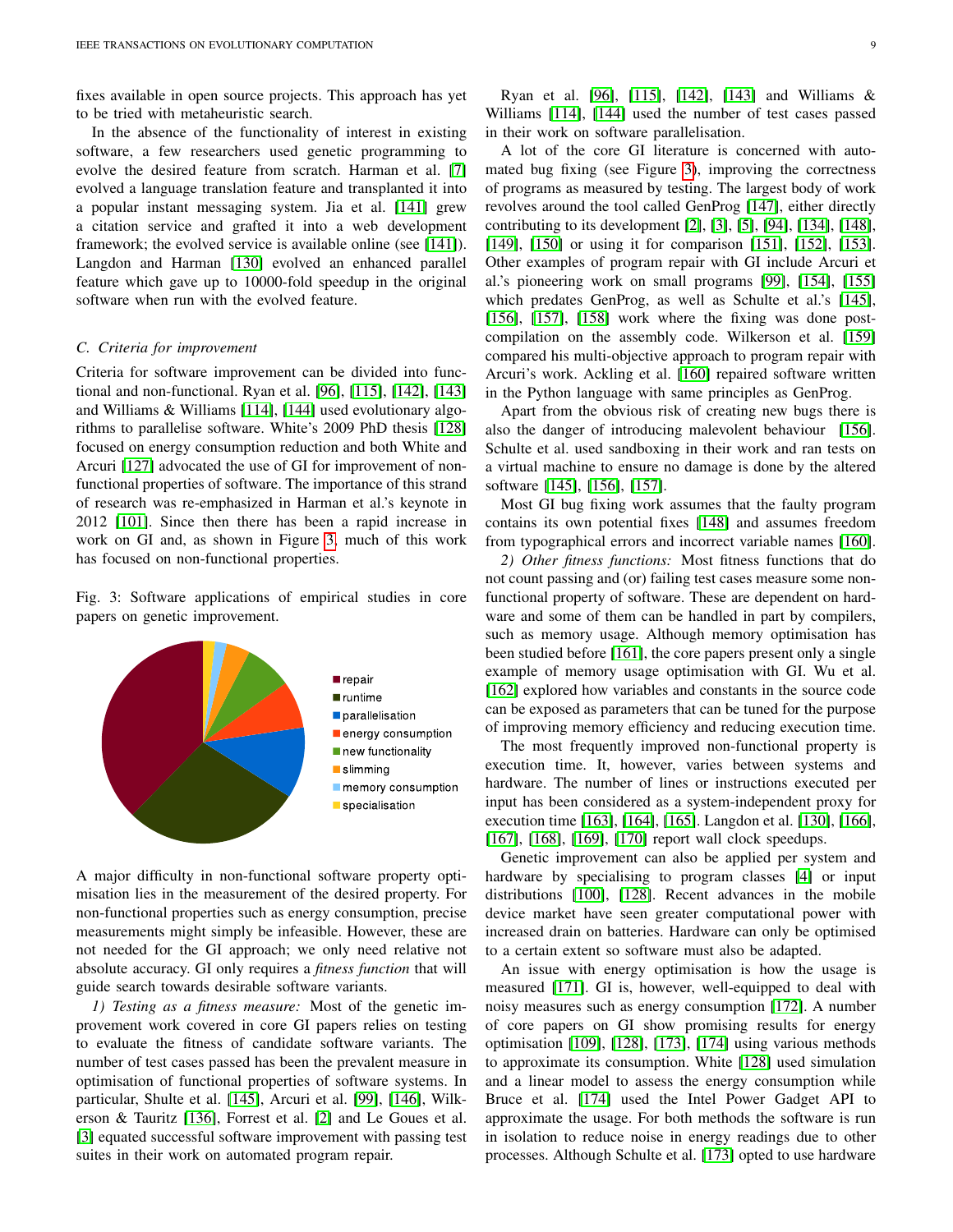fixes available in open source projects. This approach has yet to be tried with metaheuristic search.

In the absence of the functionality of interest in existing software, a few researchers used genetic programming to evolve the desired feature from scratch. Harman et al. [7] evolved a language translation feature and transplanted it into a popular instant messaging system. Jia et al. [141] grew a citation service and grafted it into a web development framework; the evolved service is available online (see [141]). Langdon and Harman [130] evolved an enhanced parallel feature which gave up to 10000-fold speedup in the original software when run with the evolved feature.

### C. Criteria for improvement

Criteria for software improvement can be divided into functional and non-functional. Ryan et al. [96], [115], [142], [143] and Williams & Williams [114], [144] used evolutionary algorithms to parallelise software. White's 2009 PhD thesis [128] focused on energy consumption reduction and both White and Arcuri [127] advocated the use of GI for improvement of non-functional properties of software. The importance of this strand of research was re-emphasized in Harman et al.'s keynote in 2012 [101]. Since then there has been a rapid increase in work on GI and, as shown in Figure 3, much of this work has focused on non-functional properties.

Fig. 3: Software applications of empirical studies in core papers on genetic improvement.

A major difficulty in non-functional software property optimisation lies in the measurement of the desired property. For non-functional properties such as energy consumption, precise measurements might simply be infeasible. However, these are not needed for the GI approach; we only need relative not absolute accuracy. GI only requires a *fitness function* that will guide search towards desirable software variants.

*1) Testing as a fitness measure:* Most of the genetic improvement work covered in core GI papers relies on testing to evaluate the fitness of candidate software variants. The number of test cases passed has been the prevalent measure in optimisation of functional properties of software systems. In particular, Shulte et al. [145], Arcuri et al. [99], [146], Wilkerson & Tauritz [136], Forrest et al. [2] and Le Goues et al. [3] equated successful software improvement with passing test suites in their work on automated program repair.

Ryan et al. [96], [115], [142], [143] and Williams & Williams [114], [144] used the number of test cases passed in their work on software parallelisation.

A lot of the core GI literature is concerned with automated bug fixing (see Figure 3), improving the correctness of programs as measured by testing. The largest body of work revolves around the tool called GenProg [147], either directly contributing to its development [2], [3], [5], [94], [134], [148], [149], [150] or using it for comparison [151], [152], [153]. Other examples of program repair with GI include Arcuri et al.'s pioneering work on small programs [99], [154], [155] which predates GenProg, as well as Schulte et al.'s [145], [156], [157], [158] work where the fixing was done post-compilation on the assembly code. Wilkerson et al. [159] compared his multi-objective approach to program repair with Arcuri's work. Ackling et al. [160] repaired software written in the Python language with same principles as GenProg.

Apart from the obvious risk of creating new bugs there is also the danger of introducing malevolent behaviour [156]. Schulte et al. used sandboxing in their work and ran tests on a virtual machine to ensure no damage is done by the altered software [145], [156], [157].

Most GI bug fixing work assumes that the faulty program contains its own potential fixes [148] and assumes freedom from typographical errors and incorrect variable names [160].

*2) Other fitness functions:* Most fitness functions that do not count passing and (or) failing test cases measure some non-functional property of software. These are dependent on hardware and some of them can be handled in part by compilers, such as memory usage. Although memory optimisation has been studied before [161], the core papers present only a single example of memory usage optimisation with GI. Wu et al. [162] explored how variables and constants in the source code can be exposed as parameters that can be tuned for the purpose of improving memory efficiency and reducing execution time.

The most frequently improved non-functional property is execution time. It, however, varies between systems and hardware. The number of lines or instructions executed per input has been considered as a system-independent proxy for execution time [163], [164], [165]. Langdon et al. [130], [166], [167], [168], [169], [170] report wall clock speedups.

Genetic improvement can also be applied per system and hardware by specialising to program classes [4] or input distributions [100], [128]. Recent advances in the mobile device market have seen greater computational power with increased drain on batteries. Hardware can only be optimised to a certain extent so software must also be adapted.

An issue with energy optimisation is how the usage is measured [171]. GI is, however, well-equipped to deal with noisy measures such as energy consumption [172]. A number of core papers on GI show promising results for energy optimisation [109], [128], [173], [174] using various methods to approximate its consumption. White [128] used simulation and a linear model to assess the energy consumption while Bruce et al. [174] used the Intel Power Gadget API to approximate the usage. For both methods the software is run in isolation to reduce noise in energy readings due to other processes. Although Schulte et al. [173] opted to use hardware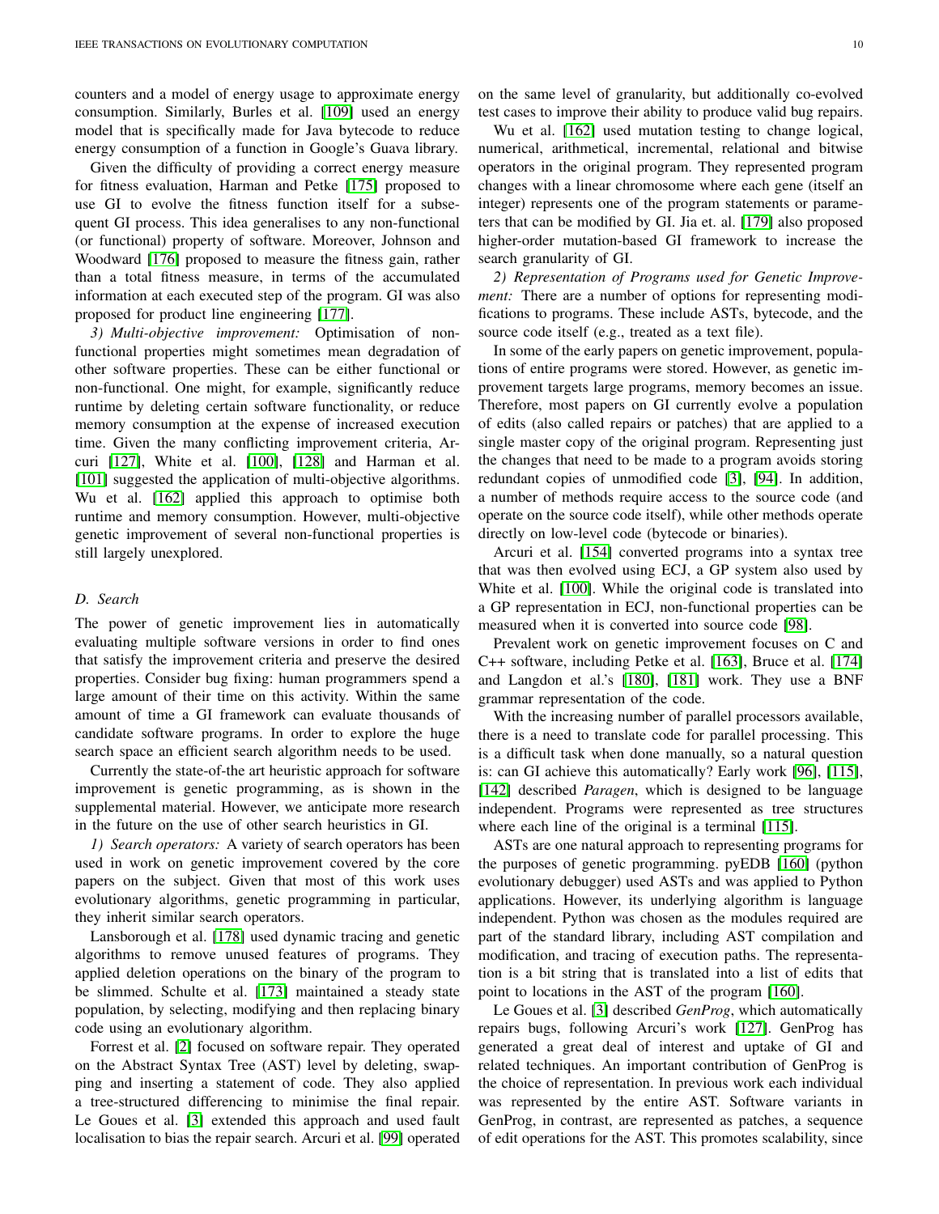counters and a model of energy usage to approximate energy consumption. Similarly, Burles et al. [109] used an energy model that is specifically made for Java bytecode to reduce energy consumption of a function in Google's Guava library.

Given the difficulty of providing a correct energy measure for fitness evaluation, Harman and Petke [175] proposed to use GI to evolve the fitness function itself for a subsequent GI process. This idea generalises to any non-functional (or functional) property of software. Moreover, Johnson and Woodward [176] proposed to measure the fitness gain, rather than a total fitness measure, in terms of the accumulated information at each executed step of the program. GI was also proposed for product line engineering [177].

*3) Multi-objective improvement:* Optimisation of non-functional properties might sometimes mean degradation of other software properties. These can be either functional or non-functional. One might, for example, significantly reduce runtime by deleting certain software functionality, or reduce memory consumption at the expense of increased execution time. Given the many conflicting improvement criteria, Arcuri [127], White et al. [100], [128] and Harman et al. [101] suggested the application of multi-objective algorithms. Wu et al. [162] applied this approach to optimise both runtime and memory consumption. However, multi-objective genetic improvement of several non-functional properties is still largely unexplored.

### D. Search

The power of genetic improvement lies in automatically evaluating multiple software versions in order to find ones that satisfy the improvement criteria and preserve the desired properties. Consider bug fixing: human programmers spend a large amount of their time on this activity. Within the same amount of time a GI framework can evaluate thousands of candidate software programs. In order to explore the huge search space an efficient search algorithm needs to be used.

Currently the state-of-the art heuristic approach for software improvement is genetic programming, as is shown in the supplemental material. However, we anticipate more research in the future on the use of other search heuristics in GI.

*1) Search operators:* A variety of search operators has been used in work on genetic improvement covered by the core papers on the subject. Given that most of this work uses evolutionary algorithms, genetic programming in particular, they inherit similar search operators.

Lansborough et al. [178] used dynamic tracing and genetic algorithms to remove unused features of programs. They applied deletion operations on the binary of the program to be slimmed. Schulte et al. [173] maintained a steady state population, by selecting, modifying and then replacing binary code using an evolutionary algorithm.

Forrest et al. [2] focused on software repair. They operated on the Abstract Syntax Tree (AST) level by deleting, swapping and inserting a statement of code. They also applied a tree-structured differencing to minimise the final repair. Le Goues et al. [3] extended this approach and used fault localisation to bias the repair search. Arcuri et al. [99] operated on the same level of granularity, but additionally co-evolved test cases to improve their ability to produce valid bug repairs.

Wu et al. [162] used mutation testing to change logical, numerical, arithmetical, incremental, relational and bitwise operators in the original program. They represented program changes with a linear chromosome where each gene (itself an integer) represents one of the program statements or parameters that can be modified by GI. Jia et. al. [179] also proposed higher-order mutation-based GI framework to increase the search granularity of GI.

*2) Representation of Programs used for Genetic Improvement:* There are a number of options for representing modifications to programs. These include ASTs, bytecode, and the source code itself (e.g., treated as a text file).

In some of the early papers on genetic improvement, populations of entire programs were stored. However, as genetic improvement targets large programs, memory becomes an issue. Therefore, most papers on GI currently evolve a population of edits (also called repairs or patches) that are applied to a single master copy of the original program. Representing just the changes that need to be made to a program avoids storing redundant copies of unmodified code [3], [94]. In addition, a number of methods require access to the source code (and operate on the source code itself), while other methods operate directly on low-level code (bytecode or binaries).

Arcuri et al. [154] converted programs into a syntax tree that was then evolved using ECJ, a GP system also used by White et al. [100]. While the original code is translated into a GP representation in ECJ, non-functional properties can be measured when it is converted into source code [98].

Prevalent work on genetic improvement focuses on C and C++ software, including Petke et al. [163], Bruce et al. [174] and Langdon et al.'s [180], [181] work. They use a BNF grammar representation of the code.

With the increasing number of parallel processors available, there is a need to translate code for parallel processing. This is a difficult task when done manually, so a natural question is: can GI achieve this automatically? Early work [96], [115], [142] described *Paragen*, which is designed to be language independent. Programs were represented as tree structures where each line of the original is a terminal [115].

ASTs are one natural approach to representing programs for the purposes of genetic programming. pyEDB [160] (python evolutionary debugger) used ASTs and was applied to Python applications. However, its underlying algorithm is language independent. Python was chosen as the modules required are part of the standard library, including AST compilation and modification, and tracing of execution paths. The representation is a bit string that is translated into a list of edits that point to locations in the AST of the program [160].

Le Goues et al. [3] described *GenProg*, which automatically repairs bugs, following Arcuri's work [127]. GenProg has generated a great deal of interest and uptake of GI and related techniques. An important contribution of GenProg is the choice of representation. In previous work each individual was represented by the entire AST. Software variants in GenProg, in contrast, are represented as patches, a sequence of edit operations for the AST. This promotes scalability, since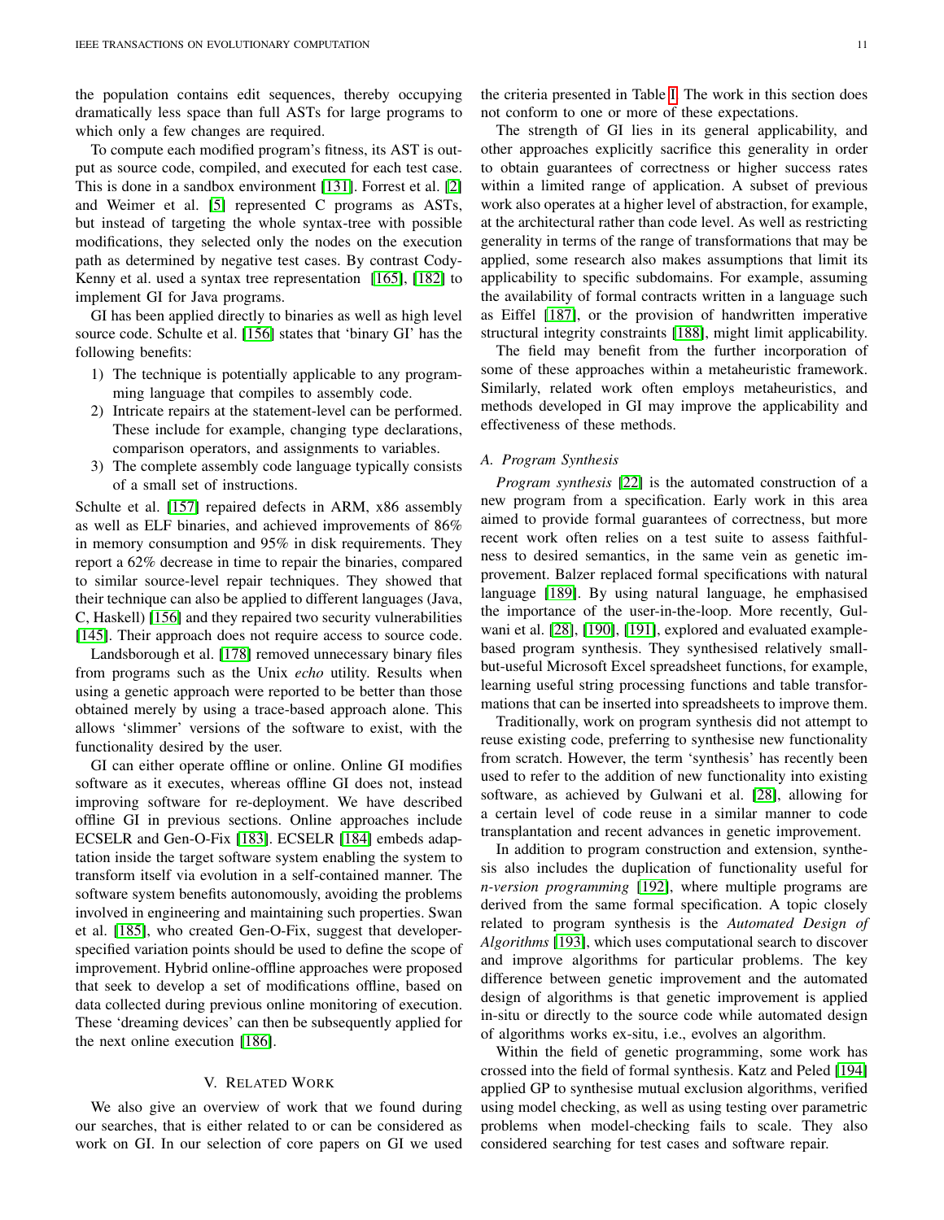the population contains edit sequences, thereby occupying dramatically less space than full ASTs for large programs to which only a few changes are required.

To compute each modified program's fitness, its AST is output as source code, compiled, and executed for each test case. This is done in a sandbox environment [131]. Forrest et al. [2] and Weimer et al. [5] represented C programs as ASTs, but instead of targeting the whole syntax-tree with possible modifications, they selected only the nodes on the execution path as determined by negative test cases. By contrast Cody-Kenny et al. used a syntax tree representation [165], [182] to implement GI for Java programs.

GI has been applied directly to binaries as well as high level source code. Schulte et al. [156] states that 'binary GI' has the following benefits:

1) The technique is potentially applicable to any programming language that compiles to assembly code.
2) Intricate repairs at the statement-level can be performed. These include for example, changing type declarations, comparison operators, and assignments to variables.
3) The complete assembly code language typically consists of a small set of instructions.

Schulte et al. [157] repaired defects in ARM, x86 assembly as well as ELF binaries, and achieved improvements of 86% in memory consumption and 95% in disk requirements. They report a 62% decrease in time to repair the binaries, compared to similar source-level repair techniques. They showed that their technique can also be applied to different languages (Java, C, Haskell) [156] and they repaired two security vulnerabilities [145]. Their approach does not require access to source code.

Landsborough et al. [178] removed unnecessary binary files from programs such as the Unix *echo* utility. Results when using a genetic approach were reported to be better than those obtained merely by using a trace-based approach alone. This allows 'slimmer' versions of the software to exist, with the functionality desired by the user.

GI can either operate offline or online. Online GI modifies software as it executes, whereas offline GI does not, instead improving software for re-deployment. We have described offline GI in previous sections. Online approaches include ECSELR and Gen-O-Fix [183]. ECSELR [184] embeds adaptation inside the target software system enabling the system to transform itself via evolution in a self-contained manner. The software system benefits autonomously, avoiding the problems involved in engineering and maintaining such properties. Swan et al. [185], who created Gen-O-Fix, suggest that developer-specified variation points should be used to define the scope of improvement. Hybrid online-offline approaches were proposed that seek to develop a set of modifications offline, based on data collected during previous online monitoring of execution. These 'dreaming devices' can then be subsequently applied for the next online execution [186].

## V. Related Work

We also give an overview of work that we found during our searches, that is either related to or can be considered as work on GI. In our selection of core papers on GI we used the criteria presented in Table I. The work in this section does not conform to one or more of these expectations.

The strength of GI lies in its general applicability, and other approaches explicitly sacrifice this generality in order to obtain guarantees of correctness or higher success rates within a limited range of application. A subset of previous work also operates at a higher level of abstraction, for example, at the architectural rather than code level. As well as restricting generality in terms of the range of transformations that may be applied, some research also makes assumptions that limit its applicability to specific subdomains. For example, assuming the availability of formal contracts written in a language such as Eiffel [187], or the provision of handwritten imperative structural integrity constraints [188], might limit applicability.

The field may benefit from the further incorporation of some of these approaches within a metaheuristic framework. Similarly, related work often employs metaheuristics, and methods developed in GI may improve the applicability and effectiveness of these methods.

### A. Program Synthesis

*Program synthesis* [22] is the automated construction of a new program from a specification. Early work in this area aimed to provide formal guarantees of correctness, but more recent work often relies on a test suite to assess faithfulness to desired semantics, in the same vein as genetic improvement. Balzer replaced formal specifications with natural language [189]. By using natural language, he emphasised the importance of the user-in-the-loop. More recently, Gulwani et al. [28], [190], [191], explored and evaluated example-based program synthesis. They synthesised relatively small-but-useful Microsoft Excel spreadsheet functions, for example, learning useful string processing functions and table transformations that can be inserted into spreadsheets to improve them.

Traditionally, work on program synthesis did not attempt to reuse existing code, preferring to synthesise new functionality from scratch. However, the term 'synthesis' has recently been used to refer to the addition of new functionality into existing software, as achieved by Gulwani et al. [28], allowing for a certain level of code reuse in a similar manner to code transplantation and recent advances in genetic improvement.

In addition to program construction and extension, synthesis also includes the duplication of functionality useful for *n-version programming* [192], where multiple programs are derived from the same formal specification. A topic closely related to program synthesis is the *Automated Design of Algorithms* [193], which uses computational search to discover and improve algorithms for particular problems. The key difference between genetic improvement and the automated design of algorithms is that genetic improvement is applied in-situ or directly to the source code while automated design of algorithms works ex-situ, i.e., evolves an algorithm.

Within the field of genetic programming, some work has crossed into the field of formal synthesis. Katz and Peled [194] applied GP to synthesise mutual exclusion algorithms, verified using model checking, as well as using testing over parametric problems when model-checking fails to scale. They also considered searching for test cases and software repair.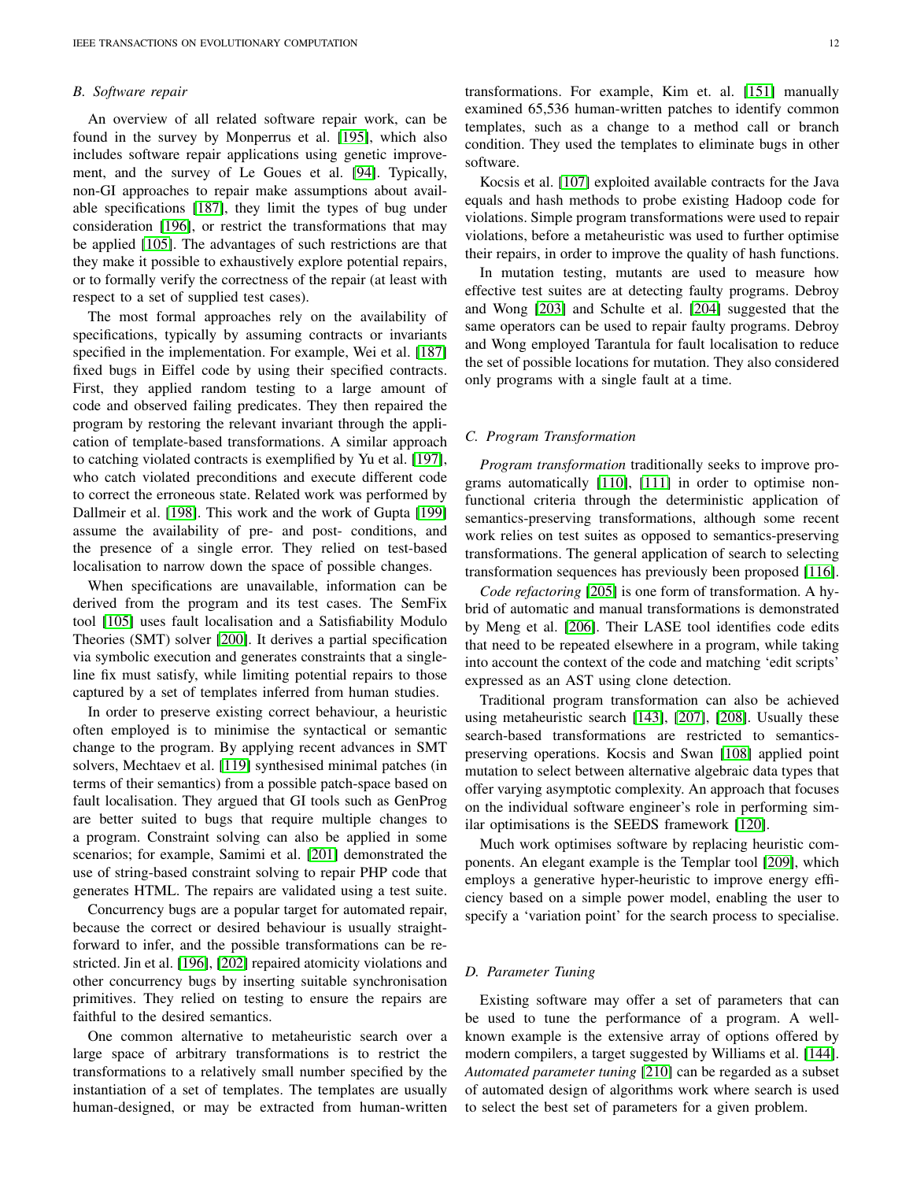### B. Software repair

An overview of all related software repair work, can be found in the survey by Monperrus et al. [195], which also includes software repair applications using genetic improvement, and the survey of Le Goues et al. [94]. Typically, non-GI approaches to repair make assumptions about available specifications [187], they limit the types of bug under consideration [196], or restrict the transformations that may be applied [105]. The advantages of such restrictions are that they make it possible to exhaustively explore potential repairs, or to formally verify the correctness of the repair (at least with respect to a set of supplied test cases).

The most formal approaches rely on the availability of specifications, typically by assuming contracts or invariants specified in the implementation. For example, Wei et al. [187] fixed bugs in Eiffel code by using their specified contracts. First, they applied random testing to a large amount of code and observed failing predicates. They then repaired the program by restoring the relevant invariant through the application of template-based transformations. A similar approach to catching violated contracts is exemplified by Yu et al. [197], who catch violated preconditions and execute different code to correct the erroneous state. Related work was performed by Dallmeir et al. [198]. This work and the work of Gupta [199] assume the availability of pre- and post- conditions, and the presence of a single error. They relied on test-based localisation to narrow down the space of possible changes.

When specifications are unavailable, information can be derived from the program and its test cases. The SemFix tool [105] uses fault localisation and a Satisfiability Modulo Theories (SMT) solver [200]. It derives a partial specification via symbolic execution and generates constraints that a single-line fix must satisfy, while limiting potential repairs to those captured by a set of templates inferred from human studies.

In order to preserve existing correct behaviour, a heuristic often employed is to minimise the syntactical or semantic change to the program. By applying recent advances in SMT solvers, Mechtaev et al. [119] synthesised minimal patches (in terms of their semantics) from a possible patch-space based on fault localisation. They argued that GI tools such as GenProg are better suited to bugs that require multiple changes to a program. Constraint solving can also be applied in some scenarios; for example, Samimi et al. [201] demonstrated the use of string-based constraint solving to repair PHP code that generates HTML. The repairs are validated using a test suite.

Concurrency bugs are a popular target for automated repair, because the correct or desired behaviour is usually straightforward to infer, and the possible transformations can be restricted. Jin et al. [196], [202] repaired atomicity violations and other concurrency bugs by inserting suitable synchronisation primitives. They relied on testing to ensure the repairs are faithful to the desired semantics.

One common alternative to metaheuristic search over a large space of arbitrary transformations is to restrict the transformations to a relatively small number specified by the instantiation of a set of templates. The templates are usually human-designed, or may be extracted from human-written transformations. For example, Kim et. al. [151] manually examined 65,536 human-written patches to identify common templates, such as a change to a method call or branch condition. They used the templates to eliminate bugs in other software.

Kocsis et al. [107] exploited available contracts for the Java equals and hash methods to probe existing Hadoop code for violations. Simple program transformations were used to repair violations, before a metaheuristic was used to further optimise their repairs, in order to improve the quality of hash functions.

In mutation testing, mutants are used to measure how effective test suites are at detecting faulty programs. Debroy and Wong [203] and Schulte et al. [204] suggested that the same operators can be used to repair faulty programs. Debroy and Wong employed Tarantula for fault localisation to reduce the set of possible locations for mutation. They also considered only programs with a single fault at a time.

### C. Program Transformation

*Program transformation* traditionally seeks to improve programs automatically [110], [111] in order to optimise non-functional criteria through the deterministic application of semantics-preserving transformations, although some recent work relies on test suites as opposed to semantics-preserving transformations. The general application of search to selecting transformation sequences has previously been proposed [116].

*Code refactoring* [205] is one form of transformation. A hybrid of automatic and manual transformations is demonstrated by Meng et al. [206]. Their LASE tool identifies code edits that need to be repeated elsewhere in a program, while taking into account the context of the code and matching 'edit scripts' expressed as an AST using clone detection.

Traditional program transformation can also be achieved using metaheuristic search [143], [207], [208]. Usually these search-based transformations are restricted to semantics-preserving operations. Kocsis and Swan [108] applied point mutation to select between alternative algebraic data types that offer varying asymptotic complexity. An approach that focuses on the individual software engineer's role in performing similar optimisations is the SEEDS framework [120].

Much work optimises software by replacing heuristic components. An elegant example is the Templar tool [209], which employs a generative hyper-heuristic to improve energy efficiency based on a simple power model, enabling the user to specify a 'variation point' for the search process to specialise.

### D. Parameter Tuning

Existing software may offer a set of parameters that can be used to tune the performance of a program. A well-known example is the extensive array of options offered by modern compilers, a target suggested by Williams et al. [144]. *Automated parameter tuning* [210] can be regarded as a subset of automated design of algorithms work where search is used to select the best set of parameters for a given problem.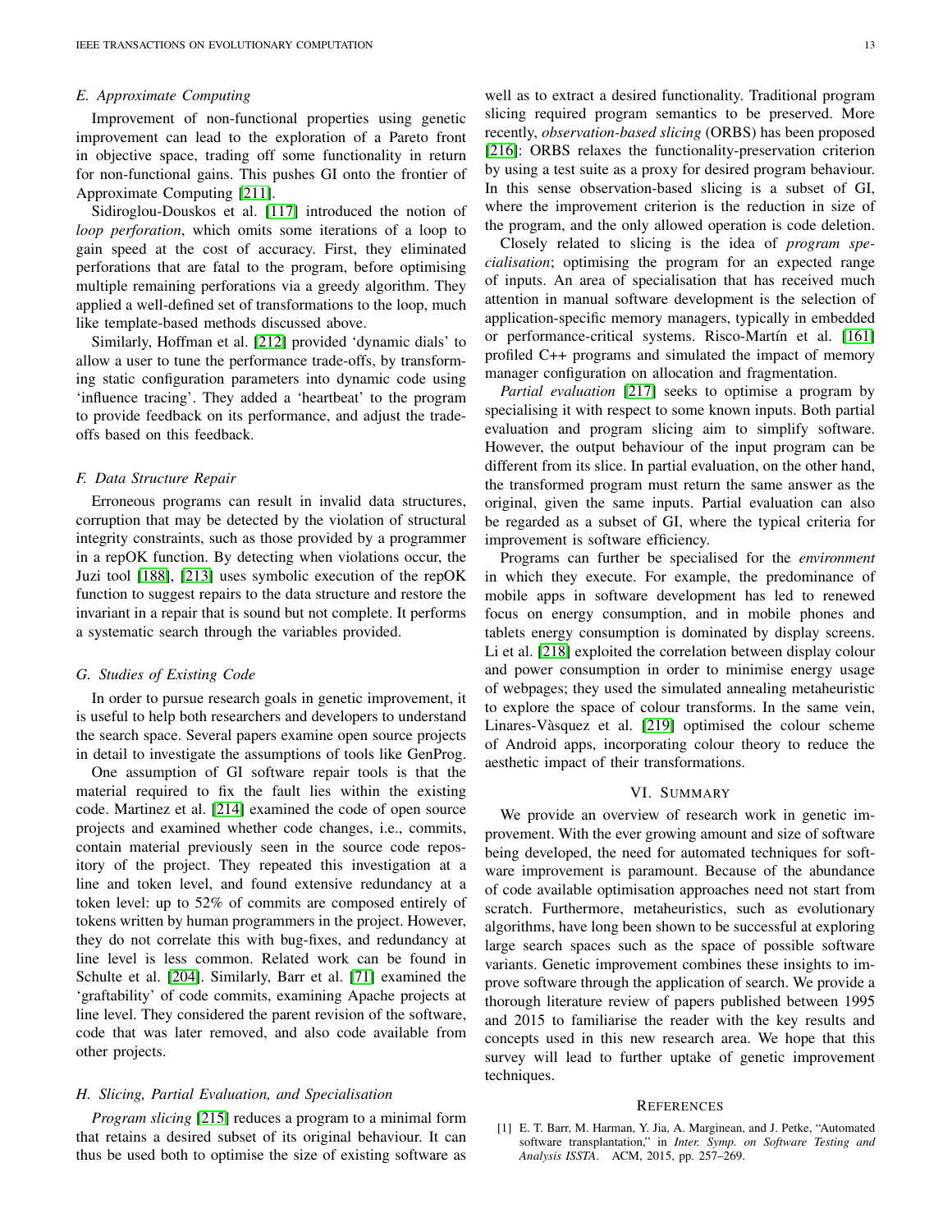### E. Approximate Computing

Improvement of non-functional properties using genetic improvement can lead to the exploration of a Pareto front in objective space, trading off some functionality in return for non-functional gains. This pushes GI onto the frontier of Approximate Computing [211].

Sidiroglou-Douskos et al. [117] introduced the notion of *loop perforation*, which omits some iterations of a loop to gain speed at the cost of accuracy. First, they eliminated perforations that are fatal to the program, before optimising multiple remaining perforations via a greedy algorithm. They applied a well-defined set of transformations to the loop, much like template-based methods discussed above.

Similarly, Hoffman et al. [212] provided 'dynamic dials' to allow a user to tune the performance trade-offs, by transforming static configuration parameters into dynamic code using 'influence tracing'. They added a 'heartbeat' to the program to provide feedback on its performance, and adjust the trade-offs based on this feedback.

### F. Data Structure Repair

Erroneous programs can result in invalid data structures, corruption that may be detected by the violation of structural integrity constraints, such as those provided by a programmer in a repOK function. By detecting when violations occur, the Juzi tool [188], [213] uses symbolic execution of the repOK function to suggest repairs to the data structure and restore the invariant in a repair that is sound but not complete. It performs a systematic search through the variables provided.

### G. Studies of Existing Code

In order to pursue research goals in genetic improvement, it is useful to help both researchers and developers to understand the search space. Several papers examine open source projects in detail to investigate the assumptions of tools like GenProg.

One assumption of GI software repair tools is that the material required to fix the fault lies within the existing code. Martinez et al. [214] examined the code of open source projects and examined whether code changes, i.e., commits, contain material previously seen in the source code repository of the project. They repeated this investigation at a line and token level, and found extensive redundancy at a token level: up to 52% of commits are composed entirely of tokens written by human programmers in the project. However, they do not correlate this with bug-fixes, and redundancy at line level is less common. Related work can be found in Schulte et al. [204]. Similarly, Barr et al. [71] examined the 'graftability' of code commits, examining Apache projects at line level. They considered the parent revision of the software, code that was later removed, and also code available from other projects.

### H. Slicing, Partial Evaluation, and Specialisation

*Program slicing* [215] reduces a program to a minimal form that retains a desired subset of its original behaviour. It can thus be used both to optimise the size of existing software as well as to extract a desired functionality. Traditional program slicing required program semantics to be preserved. More recently, *observation-based slicing* (ORBS) has been proposed [216]: ORBS relaxes the functionality-preservation criterion by using a test suite as a proxy for desired program behaviour. In this sense observation-based slicing is a subset of GI, where the improvement criterion is the reduction in size of the program, and the only allowed operation is code deletion.

Closely related to slicing is the idea of *program specialisation*; optimising the program for an expected range of inputs. An area of specialisation that has received much attention in manual software development is the selection of application-specific memory managers, typically in embedded or performance-critical systems. Risco-Martín et al. [161] profiled C++ programs and simulated the impact of memory manager configuration on allocation and fragmentation.

*Partial evaluation* [217] seeks to optimise a program by specialising it with respect to some known inputs. Both partial evaluation and program slicing aim to simplify software. However, the output behaviour of the input program can be different from its slice. In partial evaluation, on the other hand, the transformed program must return the same answer as the original, given the same inputs. Partial evaluation can also be regarded as a subset of GI, where the typical criteria for improvement is software efficiency.

Programs can further be specialised for the *environment* in which they execute. For example, the predominance of mobile apps in software development has led to renewed focus on energy consumption, and in mobile phones and tablets energy consumption is dominated by display screens. Li et al. [218] exploited the correlation between display colour and power consumption in order to minimise energy usage of webpages; they used the simulated annealing metaheuristic to explore the space of colour transforms. In the same vein, Linares-Vàsquez et al. [219] optimised the colour scheme of Android apps, incorporating colour theory to reduce the aesthetic impact of their transformations.

## VI. Summary

We provide an overview of research work in genetic improvement. With the ever growing amount and size of software being developed, the need for automated techniques for software improvement is paramount. Because of the abundance of code available optimisation approaches need not start from scratch. Furthermore, metaheuristics, such as evolutionary algorithms, have long been shown to be successful at exploring large search spaces such as the space of possible software variants. Genetic improvement combines these insights to improve software through the application of search. We provide a thorough literature review of papers published between 1995 and 2015 to familiarise the reader with the key results and concepts used in this new research area. We hope that this survey will lead to further uptake of genetic improvement techniques.

## References

[1] E. T. Barr, M. Harman, Y. Jia, A. Marginean, and J. Petke, "Automated software transplantation," in *Inter. Symp. on Software Testing and Analysis ISSTA*. ACM, 2015, pp. 257–269.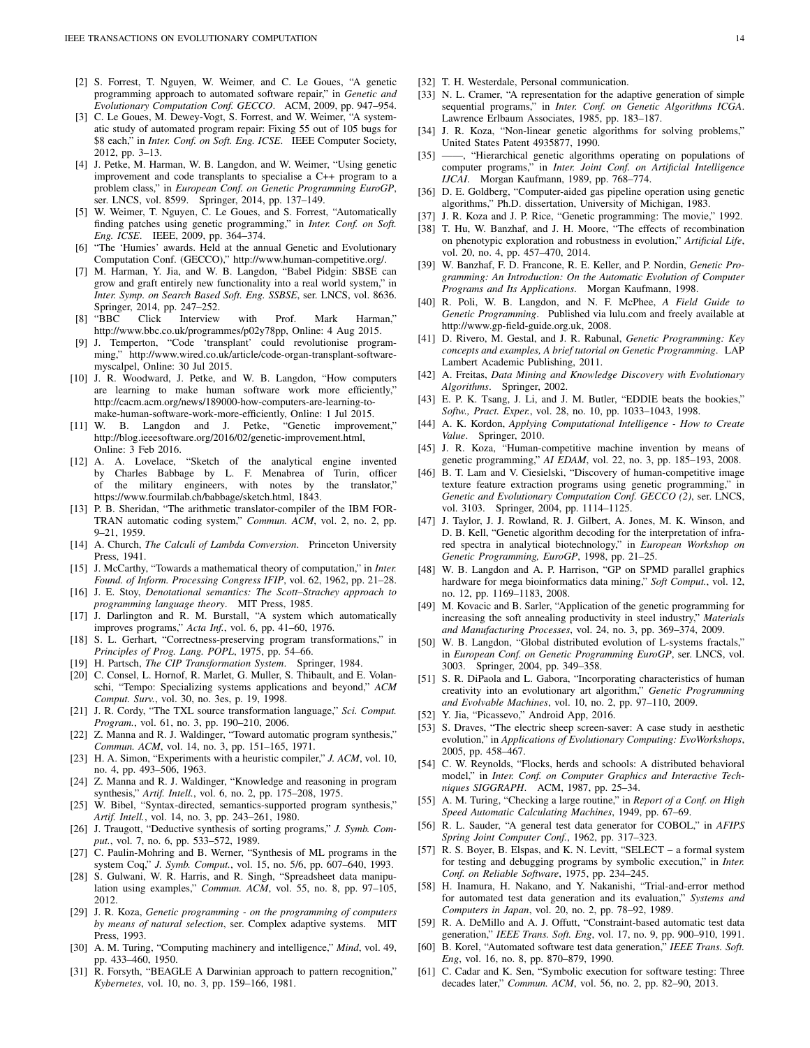[2] S. Forrest, T. Nguyen, W. Weimer, and C. Le Goues, "A genetic programming approach to automated software repair," in *Genetic and Evolutionary Computation Conf. GECCO*. ACM, 2009, pp. 947–954.

[3] C. Le Goues, M. Dewey-Vogt, S. Forrest, and W. Weimer, "A systematic study of automated program repair: Fixing 55 out of 105 bugs for $8 each," in *Inter. Conf. on Soft. Eng. ICSE*. IEEE Computer Society, 2012, pp. 3–13.

[4] J. Petke, M. Harman, W. B. Langdon, and W. Weimer, "Using genetic improvement and code transplants to specialise a C++ program to a problem class," in *European Conf. on Genetic Programming EuroGP*, ser. LNCS, vol. 8599. Springer, 2014, pp. 137–149.

[5] W. Weimer, T. Nguyen, C. Le Goues, and S. Forrest, "Automatically finding patches using genetic programming," in *Inter. Conf. on Soft. Eng. ICSE*. IEEE, 2009, pp. 364–374.

[6] "The 'Humies' awards. Held at the annual Genetic and Evolutionary Computation Conf. (GECCO)," http://www.human-competitive.org/.

[7] M. Harman, Y. Jia, and W. B. Langdon, "Babel Pidgin: SBSE can grow and graft entirely new functionality into a real world system," in *Inter. Symp. on Search Based Soft. Eng. SSBSE*, ser. LNCS, vol. 8636. Springer, 2014, pp. 247–252.

[8] "BBC Click Interview with Prof. Mark Harman," http://www.bbc.co.uk/programmes/p02y78pp, Online: 4 Aug 2015.

[9] J. Temperton, "Code 'transplant' could revolutionise programming," http://www.wired.co.uk/article/code-organ-transplant-software-myscalpel, Online: 30 Jul 2015.

[10] J. R. Woodward, J. Petke, and W. B. Langdon, "How computers are learning to make human software work more efficiently," http://cacm.acm.org/news/189000-how-computers-are-learning-to-make-human-software-work-more-efficiently, Online: 1 Jul 2015.

[11] W. B. Langdon and J. Petke, "Genetic improvement," http://blog.ieeesoftware.org/2016/02/genetic-improvement.html, Online: 3 Feb 2016.

[12] A. A. Lovelace, "Sketch of the analytical engine invented by Charles Babbage by L. F. Menabrea of Turin, officer of the military engineers, with notes by the translator," https://www.fourmilab.ch/babbage/sketch.html, 1843.

[13] P. B. Sheridan, "The arithmetic translator-compiler of the IBM FORTRAN automatic coding system," *Commun. ACM*, vol. 2, no. 2, pp. 9–21, 1959.

[14] A. Church, *The Calculi of Lambda Conversion*. Princeton University Press, 1941.

[15] J. McCarthy, "Towards a mathematical theory of computation," in *Inter. Found. of Inform. Processing Congress IFIP*, vol. 62, 1962, pp. 21–28.

[16] J. E. Stoy, *Denotational semantics: The Scott–Strachey approach to programming language theory*. MIT Press, 1985.

[17] J. Darlington and R. M. Burstall, "A system which automatically improves programs," *Acta Inf.*, vol. 6, pp. 41–60, 1976.

[18] S. L. Gerhart, "Correctness-preserving program transformations," in *Principles of Prog. Lang. POPL*, 1975, pp. 54–66.

[19] H. Partsch, *The CIP Transformation System*. Springer, 1984.

[20] C. Consel, L. Hornof, R. Marlet, G. Muller, S. Thibault, and E. Volanschi, "Tempo: Specializing systems applications and beyond," *ACM Comput. Surv.*, vol. 30, no. 3es, p. 19, 1998.

[21] J. R. Cordy, "The TXL source transformation language," *Sci. Comput. Program.*, vol. 61, no. 3, pp. 190–210, 2006.

[22] Z. Manna and R. J. Waldinger, "Toward automatic program synthesis," *Commun. ACM*, vol. 14, no. 3, pp. 151–165, 1971.

[23] H. A. Simon, "Experiments with a heuristic compiler," *J. ACM*, vol. 10, no. 4, pp. 493–506, 1963.

[24] Z. Manna and R. J. Waldinger, "Knowledge and reasoning in program synthesis," *Artif. Intell.*, vol. 6, no. 2, pp. 175–208, 1975.

[25] W. Bibel, "Syntax-directed, semantics-supported program synthesis," *Artif. Intell.*, vol. 14, no. 3, pp. 243–261, 1980.

[26] J. Traugott, "Deductive synthesis of sorting programs," *J. Symb. Comput.*, vol. 7, no. 6, pp. 533–572, 1989.

[27] C. Paulin-Mohring and B. Werner, "Synthesis of ML programs in the system Coq," *J. Symb. Comput.*, vol. 15, no. 5/6, pp. 607–640, 1993.

[28] S. Gulwani, W. R. Harris, and R. Singh, "Spreadsheet data manipulation using examples," *Commun. ACM*, vol. 55, no. 8, pp. 97–105, 2012.

[29] J. R. Koza, *Genetic programming - on the programming of computers by means of natural selection*, ser. Complex adaptive systems. MIT Press, 1993.

[30] A. M. Turing, "Computing machinery and intelligence," *Mind*, vol. 49, pp. 433–460, 1950.

[31] R. Forsyth, "BEAGLE A Darwinian approach to pattern recognition," *Kybernetes*, vol. 10, no. 3, pp. 159–166, 1981.

[32] T. H. Westerdale, Personal communication.

[33] N. L. Cramer, "A representation for the adaptive generation of simple sequential programs," in *Inter. Conf. on Genetic Algorithms ICGA*. Lawrence Erlbaum Associates, 1985, pp. 183–187.

[34] J. R. Koza, "Non-linear genetic algorithms for solving problems," United States Patent 4935877, 1990.

[35] ——, "Hierarchical genetic algorithms operating on populations of computer programs," in *Inter. Joint Conf. on Artificial Intelligence IJCAI*. Morgan Kaufmann, 1989, pp. 768–774.

[36] D. E. Goldberg, "Computer-aided gas pipeline operation using genetic algorithms," Ph.D. dissertation, University of Michigan, 1983.

[37] J. R. Koza and J. P. Rice, "Genetic programming: The movie," 1992.

[38] T. Hu, W. Banzhaf, and J. H. Moore, "The effects of recombination on phenotypic exploration and robustness in evolution," *Artificial Life*, vol. 20, no. 4, pp. 457–470, 2014.

[39] W. Banzhaf, F. D. Francone, R. E. Keller, and P. Nordin, *Genetic Programming: An Introduction: On the Automatic Evolution of Computer Programs and Its Applications*. Morgan Kaufmann, 1998.

[40] R. Poli, W. B. Langdon, and N. F. McPhee, *A Field Guide to Genetic Programming*. Published via lulu.com and freely available at http://www.gp-field-guide.org.uk, 2008.

[41] D. Rivero, M. Gestal, and J. R. Rabunal, *Genetic Programming: Key concepts and examples, A brief tutorial on Genetic Programming*. LAP Lambert Academic Publishing, 2011.

[42] A. Freitas, *Data Mining and Knowledge Discovery with Evolutionary Algorithms*. Springer, 2002.

[43] E. P. K. Tsang, J. Li, and J. M. Butler, "EDDIE beats the bookies," *Softw., Pract. Exper.*, vol. 28, no. 10, pp. 1033–1043, 1998.

[44] A. K. Kordon, *Applying Computational Intelligence - How to Create Value*. Springer, 2010.

[45] J. R. Koza, "Human-competitive machine invention by means of genetic programming," *AI EDAM*, vol. 22, no. 3, pp. 185–193, 2008.

[46] B. T. Lam and V. Ciesielski, "Discovery of human-competitive image texture feature extraction programs using genetic programming," in *Genetic and Evolutionary Computation Conf. GECCO (2)*, ser. LNCS, vol. 3103. Springer, 2004, pp. 1114–1125.

[47] J. Taylor, J. J. Rowland, R. J. Gilbert, A. Jones, M. K. Winson, and D. B. Kell, "Genetic algorithm decoding for the interpretation of infra-red spectra in analytical biotechnology," in *European Workshop on Genetic Programming, EuroGP*, 1998, pp. 21–25.

[48] W. B. Langdon and A. P. Harrison, "GP on SPMD parallel graphics hardware for mega bioinformatics data mining," *Soft Comput.*, vol. 12, no. 12, pp. 1169–1183, 2008.

[49] M. Kovacic and B. Sarler, "Application of the genetic programming for increasing the soft annealing productivity in steel industry," *Materials and Manufacturing Processes*, vol. 24, no. 3, pp. 369–374, 2009.

[50] W. B. Langdon, "Global distributed evolution of L-systems fractals," in *European Conf. on Genetic Programming EuroGP*, ser. LNCS, vol. 3003. Springer, 2004, pp. 349–358.

[51] S. R. DiPaola and L. Gabora, "Incorporating characteristics of human creativity into an evolutionary art algorithm," *Genetic Programming and Evolvable Machines*, vol. 10, no. 2, pp. 97–110, 2009.

[52] Y. Jia, "Picassevo," Android App, 2016.

[53] S. Draves, "The electric sheep screen-saver: A case study in aesthetic evolution," in *Applications of Evolutionary Computing: EvoWorkshops*, 2005, pp. 458–467.

[54] C. W. Reynolds, "Flocks, herds and schools: A distributed behavioral model," in *Inter. Conf. on Computer Graphics and Interactive Techniques SIGGRAPH*. ACM, 1987, pp. 25–34.

[55] A. M. Turing, "Checking a large routine," in *Report of a Conf. on High Speed Automatic Calculating Machines*, 1949, pp. 67–69.

[56] R. L. Sauder, "A general test data generator for COBOL," in *AFIPS Spring Joint Computer Conf.*, 1962, pp. 317–323.

[57] R. S. Boyer, B. Elspas, and K. N. Levitt, "SELECT – a formal system for testing and debugging programs by symbolic execution," in *Inter. Conf. on Reliable Software*, 1975, pp. 234–245.

[58] H. Inamura, H. Nakano, and Y. Nakanishi, "Trial-and-error method for automated test data generation and its evaluation," *Systems and Computers in Japan*, vol. 20, no. 2, pp. 78–92, 1989.

[59] R. A. DeMillo and A. J. Offutt, "Constraint-based automatic test data generation," *IEEE Trans. Soft. Eng*, vol. 17, no. 9, pp. 900–910, 1991.

[60] B. Korel, "Automated software test data generation," *IEEE Trans. Soft. Eng*, vol. 16, no. 8, pp. 870–879, 1990.

[61] C. Cadar and K. Sen, "Symbolic execution for software testing: Three decades later," *Commun. ACM*, vol. 56, no. 2, pp. 82–90, 2013.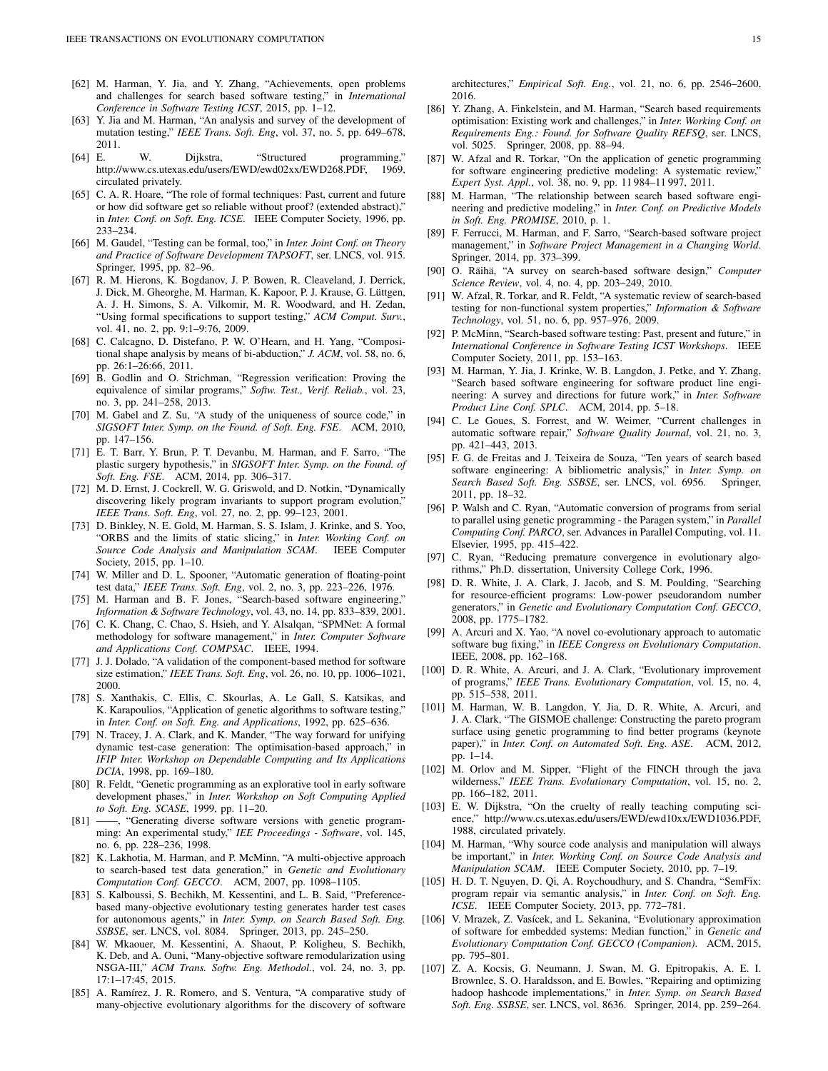[62] M. Harman, Y. Jia, and Y. Zhang, "Achievements, open problems and challenges for search based software testing," in *International Conference in Software Testing ICST*, 2015, pp. 1–12.

[63] Y. Jia and M. Harman, "An analysis and survey of the development of mutation testing," *IEEE Trans. Soft. Eng*, vol. 37, no. 5, pp. 649–678, 2011.

[64] E. W. Dijkstra, "Structured programming," http://www.cs.utexas.edu/users/EWD/ewd02xx/EWD268.PDF, 1969, circulated privately.

[65] C. A. R. Hoare, "The role of formal techniques: Past, current and future or how did software get so reliable without proof? (extended abstract)," in *Inter. Conf. on Soft. Eng. ICSE*. IEEE Computer Society, 1996, pp. 233–234.

[66] M. Gaudel, "Testing can be formal, too," in *Inter. Joint Conf. on Theory and Practice of Software Development TAPSOFT*, ser. LNCS, vol. 915. Springer, 1995, pp. 82–96.

[67] R. M. Hierons, K. Bogdanov, J. P. Bowen, R. Cleaveland, J. Derrick, J. Dick, M. Gheorghe, M. Harman, K. Kapoor, P. J. Krause, G. Lüttgen, A. J. H. Simons, S. A. Vilkomir, M. R. Woodward, and H. Zedan, "Using formal specifications to support testing," *ACM Comput. Surv.*, vol. 41, no. 2, pp. 9:1–9:76, 2009.

[68] C. Calcagno, D. Distefano, P. W. O'Hearn, and H. Yang, "Compositional shape analysis by means of bi-abduction," *J. ACM*, vol. 58, no. 6, pp. 26:1–26:66, 2011.

[69] B. Godlin and O. Strichman, "Regression verification: Proving the equivalence of similar programs," *Softw. Test., Verif. Reliab.*, vol. 23, no. 3, pp. 241–258, 2013.

[70] M. Gabel and Z. Su, "A study of the uniqueness of source code," in *SIGSOFT Inter. Symp. on the Found. of Soft. Eng. FSE*. ACM, 2010, pp. 147–156.

[71] E. T. Barr, Y. Brun, P. T. Devanbu, M. Harman, and F. Sarro, "The plastic surgery hypothesis," in *SIGSOFT Inter. Symp. on the Found. of Soft. Eng. FSE*. ACM, 2014, pp. 306–317.

[72] M. D. Ernst, J. Cockrell, W. G. Griswold, and D. Notkin, "Dynamically discovering likely program invariants to support program evolution," *IEEE Trans. Soft. Eng*, vol. 27, no. 2, pp. 99–123, 2001.

[73] D. Binkley, N. E. Gold, M. Harman, S. S. Islam, J. Krinke, and S. Yoo, "ORBS and the limits of static slicing," in *Inter. Working Conf. on Source Code Analysis and Manipulation SCAM*. IEEE Computer Society, 2015, pp. 1–10.

[74] W. Miller and D. L. Spooner, "Automatic generation of floating-point test data," *IEEE Trans. Soft. Eng*, vol. 2, no. 3, pp. 223–226, 1976.

[75] M. Harman and B. F. Jones, "Search-based software engineering," *Information & Software Technology*, vol. 43, no. 14, pp. 833–839, 2001.

[76] C. K. Chang, C. Chao, S. Hsieh, and Y. Alsalqan, "SPMNet: A formal methodology for software management," in *Inter. Computer Software and Applications Conf. COMPSAC*. IEEE, 1994.

[77] J. J. Dolado, "A validation of the component-based method for software size estimation," *IEEE Trans. Soft. Eng*, vol. 26, no. 10, pp. 1006–1021, 2000.

[78] S. Xanthakis, C. Ellis, C. Skourlas, A. Le Gall, S. Katsikas, and K. Karapoulios, "Application of genetic algorithms to software testing," in *Inter. Conf. on Soft. Eng. and Applications*, 1992, pp. 625–636.

[79] N. Tracey, J. A. Clark, and K. Mander, "The way forward for unifying dynamic test-case generation: The optimisation-based approach," in *IFIP Inter. Workshop on Dependable Computing and Its Applications DCIA*, 1998, pp. 169–180.

[80] R. Feldt, "Genetic programming as an explorative tool in early software development phases," in *Inter. Workshop on Soft Computing Applied to Soft. Eng. SCASE*, 1999, pp. 11–20.

[81] ——, "Generating diverse software versions with genetic programming: An experimental study," *IEE Proceedings - Software*, vol. 145, no. 6, pp. 228–236, 1998.

[82] K. Lakhotia, M. Harman, and P. McMinn, "A multi-objective approach to search-based test data generation," in *Genetic and Evolutionary Computation Conf. GECCO*. ACM, 2007, pp. 1098–1105.

[83] S. Kalboussi, S. Bechikh, M. Kessentini, and L. B. Said, "Preference-based many-objective evolutionary testing generates harder test cases for autonomous agents," in *Inter. Symp. on Search Based Soft. Eng. SSBSE*, ser. LNCS, vol. 8084. Springer, 2013, pp. 245–250.

[84] W. Mkaouer, M. Kessentini, A. Shaout, P. Koligheu, S. Bechikh, K. Deb, and A. Ouni, "Many-objective software remodularization using NSGA-III," *ACM Trans. Softw. Eng. Methodol.*, vol. 24, no. 3, pp. 17:1–17:45, 2015.

[85] A. Ramírez, J. R. Romero, and S. Ventura, "A comparative study of many-objective evolutionary algorithms for the discovery of software architectures," *Empirical Soft. Eng.*, vol. 21, no. 6, pp. 2546–2600, 2016.

[86] Y. Zhang, A. Finkelstein, and M. Harman, "Search based requirements optimisation: Existing work and challenges," in *Inter. Working Conf. on Requirements Eng.: Found. for Software Quality REFSQ*, ser. LNCS, vol. 5025. Springer, 2008, pp. 88–94.

[87] W. Afzal and R. Torkar, "On the application of genetic programming for software engineering predictive modeling: A systematic review," *Expert Syst. Appl.*, vol. 38, no. 9, pp. 11 984–11 997, 2011.

[88] M. Harman, "The relationship between search based software engineering and predictive modeling," in *Inter. Conf. on Predictive Models in Soft. Eng. PROMISE*, 2010, p. 1.

[89] F. Ferrucci, M. Harman, and F. Sarro, "Search-based software project management," in *Software Project Management in a Changing World*. Springer, 2014, pp. 373–399.

[90] O. Räihä, "A survey on search-based software design," *Computer Science Review*, vol. 4, no. 4, pp. 203–249, 2010.

[91] W. Afzal, R. Torkar, and R. Feldt, "A systematic review of search-based testing for non-functional system properties," *Information & Software Technology*, vol. 51, no. 6, pp. 957–976, 2009.

[92] P. McMinn, "Search-based software testing: Past, present and future," in *International Conference in Software Testing ICST Workshops*. IEEE Computer Society, 2011, pp. 153–163.

[93] M. Harman, Y. Jia, J. Krinke, W. B. Langdon, J. Petke, and Y. Zhang, "Search based software engineering for software product line engineering: A survey and directions for future work," in *Inter. Software Product Line Conf. SPLC*. ACM, 2014, pp. 5–18.

[94] C. Le Goues, S. Forrest, and W. Weimer, "Current challenges in automatic software repair," *Software Quality Journal*, vol. 21, no. 3, pp. 421–443, 2013.

[95] F. G. de Freitas and J. Teixeira de Souza, "Ten years of search based software engineering: A bibliometric analysis," in *Inter. Symp. on Search Based Soft. Eng. SSBSE*, ser. LNCS, vol. 6956. Springer, 2011, pp. 18–32.

[96] P. Walsh and C. Ryan, "Automatic conversion of programs from serial to parallel using genetic programming - the Paragen system," in *Parallel Computing Conf. PARCO*, ser. Advances in Parallel Computing, vol. 11. Elsevier, 1995, pp. 415–422.

[97] C. Ryan, "Reducing premature convergence in evolutionary algorithms," Ph.D. dissertation, University College Cork, 1996.

[98] D. R. White, J. A. Clark, J. Jacob, and S. M. Poulding, "Searching for resource-efficient programs: Low-power pseudorandom number generators," in *Genetic and Evolutionary Computation Conf. GECCO*, 2008, pp. 1775–1782.

[99] A. Arcuri and X. Yao, "A novel co-evolutionary approach to automatic software bug fixing," in *IEEE Congress on Evolutionary Computation*. IEEE, 2008, pp. 162–168.

[100] D. R. White, A. Arcuri, and J. A. Clark, "Evolutionary improvement of programs," *IEEE Trans. Evolutionary Computation*, vol. 15, no. 4, pp. 515–538, 2011.

[101] M. Harman, W. B. Langdon, Y. Jia, D. R. White, A. Arcuri, and J. A. Clark, "The GISMOE challenge: Constructing the pareto program surface using genetic programming to find better programs (keynote paper)," in *Inter. Conf. on Automated Soft. Eng. ASE*. ACM, 2012, pp. 1–14.

[102] M. Orlov and M. Sipper, "Flight of the FINCH through the java wilderness," *IEEE Trans. Evolutionary Computation*, vol. 15, no. 2, pp. 166–182, 2011.

[103] E. W. Dijkstra, "On the cruelty of really teaching computing science," http://www.cs.utexas.edu/users/EWD/ewd10xx/EWD1036.PDF, 1988, circulated privately.

[104] M. Harman, "Why source code analysis and manipulation will always be important," in *Inter. Working Conf. on Source Code Analysis and Manipulation SCAM*. IEEE Computer Society, 2010, pp. 7–19.

[105] H. D. T. Nguyen, D. Qi, A. Roychoudhury, and S. Chandra, "SemFix: program repair via semantic analysis," in *Inter. Conf. on Soft. Eng. ICSE*. IEEE Computer Society, 2013, pp. 772–781.

[106] V. Mrazek, Z. Vasícek, and L. Sekanina, "Evolutionary approximation of software for embedded systems: Median function," in *Genetic and Evolutionary Computation Conf. GECCO (Companion)*. ACM, 2015, pp. 795–801.

[107] Z. A. Kocsis, G. Neumann, J. Swan, M. G. Epitropakis, A. E. I. Brownlee, S. O. Haraldsson, and E. Bowles, "Repairing and optimizing hadoop hashcode implementations," in *Inter. Symp. on Search Based Soft. Eng. SSBSE*, ser. LNCS, vol. 8636. Springer, 2014, pp. 259–264.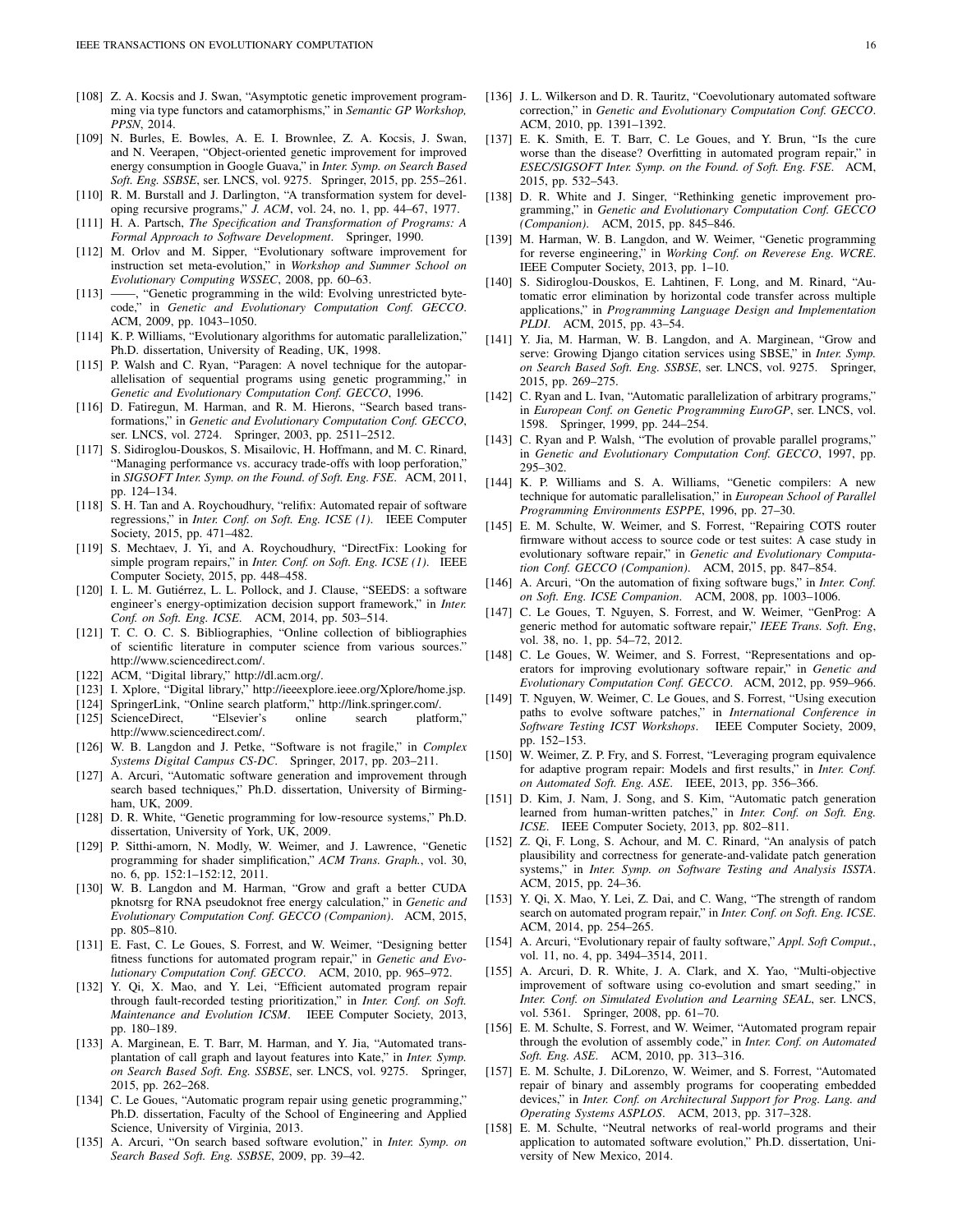[108] Z. A. Kocsis and J. Swan, "Asymptotic genetic improvement programming via type functors and catamorphisms," in *Semantic GP Workshop, PPSN*, 2014.

[109] N. Burles, E. Bowles, A. E. I. Brownlee, Z. A. Kocsis, J. Swan, and N. Veerapen, "Object-oriented genetic improvement for improved energy consumption in Google Guava," in *Inter. Symp. on Search Based Soft. Eng. SSBSE*, ser. LNCS, vol. 9275. Springer, 2015, pp. 255–261.

[110] R. M. Burstall and J. Darlington, "A transformation system for developing recursive programs," *J. ACM*, vol. 24, no. 1, pp. 44–67, 1977.

[111] H. A. Partsch, *The Specification and Transformation of Programs: A Formal Approach to Software Development*. Springer, 1990.

[112] M. Orlov and M. Sipper, "Evolutionary software improvement for instruction set meta-evolution," in *Workshop and Summer School on Evolutionary Computing WSSEC*, 2008, pp. 60–63.

[113] ——, "Genetic programming in the wild: Evolving unrestricted bytecode," in *Genetic and Evolutionary Computation Conf. GECCO*. ACM, 2009, pp. 1043–1050.

[114] K. P. Williams, "Evolutionary algorithms for automatic parallelization," Ph.D. dissertation, University of Reading, UK, 1998.

[115] P. Walsh and C. Ryan, "Paragen: A novel technique for the autoparallelisation of sequential programs using genetic programming," in *Genetic and Evolutionary Computation Conf. GECCO*, 1996.

[116] D. Fatiregun, M. Harman, and R. M. Hierons, "Search based transformations," in *Genetic and Evolutionary Computation Conf. GECCO*, ser. LNCS, vol. 2724. Springer, 2003, pp. 2511–2512.

[117] S. Sidiroglou-Douskos, S. Misailovic, H. Hoffmann, and M. C. Rinard, "Managing performance vs. accuracy trade-offs with loop perforation," in *SIGSOFT Inter. Symp. on the Found. of Soft. Eng. FSE*. ACM, 2011, pp. 124–134.

[118] S. H. Tan and A. Roychoudhury, "relifix: Automated repair of software regressions," in *Inter. Conf. on Soft. Eng. ICSE (1)*. IEEE Computer Society, 2015, pp. 471–482.

[119] S. Mechtaev, J. Yi, and A. Roychoudhury, "DirectFix: Looking for simple program repairs," in *Inter. Conf. on Soft. Eng. ICSE (1)*. IEEE Computer Society, 2015, pp. 448–458.

[120] I. L. M. Gutiérrez, L. L. Pollock, and J. Clause, "SEEDS: a software engineer's energy-optimization decision support framework," in *Inter. Conf. on Soft. Eng. ICSE*. ACM, 2014, pp. 503–514.

[121] T. C. O. C. S. Bibliographies, "Online collection of bibliographies of scientific literature in computer science from various sources." http://www.sciencedirect.com/.

[122] ACM, "Digital library," http://dl.acm.org/.

[123] I. Xplore, "Digital library," http://ieeexplore.ieee.org/Xplore/home.jsp.

[124] SpringerLink, "Online search platform," http://link.springer.com/.

[125] ScienceDirect, "Elsevier's online search platform," http://www.sciencedirect.com/.

[126] W. B. Langdon and J. Petke, "Software is not fragile," in *Complex Systems Digital Campus CS-DC*. Springer, 2017, pp. 203–211.

[127] A. Arcuri, "Automatic software generation and improvement through search based techniques," Ph.D. dissertation, University of Birmingham, UK, 2009.

[128] D. R. White, "Genetic programming for low-resource systems," Ph.D. dissertation, University of York, UK, 2009.

[129] P. Sitthi-amorn, N. Modly, W. Weimer, and J. Lawrence, "Genetic programming for shader simplification," *ACM Trans. Graph.*, vol. 30, no. 6, pp. 152:1–152:12, 2011.

[130] W. B. Langdon and M. Harman, "Grow and graft a better CUDA pknotsrg for RNA pseudoknot free energy calculation," in *Genetic and Evolutionary Computation Conf. GECCO (Companion)*. ACM, 2015, pp. 805–810.

[131] E. Fast, C. Le Goues, S. Forrest, and W. Weimer, "Designing better fitness functions for automated program repair," in *Genetic and Evolutionary Computation Conf. GECCO*. ACM, 2010, pp. 965–972.

[132] Y. Qi, X. Mao, and Y. Lei, "Efficient automated program repair through fault-recorded testing prioritization," in *Inter. Conf. on Soft. Maintenance and Evolution ICSM*. IEEE Computer Society, 2013, pp. 180–189.

[133] A. Marginean, E. T. Barr, M. Harman, and Y. Jia, "Automated transplantation of call graph and layout features into Kate," in *Inter. Symp. on Search Based Soft. Eng. SSBSE*, ser. LNCS, vol. 9275. Springer, 2015, pp. 262–268.

[134] C. Le Goues, "Automatic program repair using genetic programming," Ph.D. dissertation, Faculty of the School of Engineering and Applied Science, University of Virginia, 2013.

[135] A. Arcuri, "On search based software evolution," in *Inter. Symp. on Search Based Soft. Eng. SSBSE*, 2009, pp. 39–42.

[136] J. L. Wilkerson and D. R. Tauritz, "Coevolutionary automated software correction," in *Genetic and Evolutionary Computation Conf. GECCO*. ACM, 2010, pp. 1391–1392.

[137] E. K. Smith, E. T. Barr, C. Le Goues, and Y. Brun, "Is the cure worse than the disease? Overfitting in automated program repair," in *ESEC/SIGSOFT Inter. Symp. on the Found. of Soft. Eng. FSE*. ACM, 2015, pp. 532–543.

[138] D. R. White and J. Singer, "Rethinking genetic improvement programming," in *Genetic and Evolutionary Computation Conf. GECCO (Companion)*. ACM, 2015, pp. 845–846.

[139] M. Harman, W. B. Langdon, and W. Weimer, "Genetic programming for reverse engineering," in *Working Conf. on Reverese Eng. WCRE*. IEEE Computer Society, 2013, pp. 1–10.

[140] S. Sidiroglou-Douskos, E. Lahtinen, F. Long, and M. Rinard, "Automatic error elimination by horizontal code transfer across multiple applications," in *Programming Language Design and Implementation PLDI*. ACM, 2015, pp. 43–54.

[141] Y. Jia, M. Harman, W. B. Langdon, and A. Marginean, "Grow and serve: Growing Django citation services using SBSE," in *Inter. Symp. on Search Based Soft. Eng. SSBSE*, ser. LNCS, vol. 9275. Springer, 2015, pp. 269–275.

[142] C. Ryan and L. Ivan, "Automatic parallelization of arbitrary programs," in *European Conf. on Genetic Programming EuroGP*, ser. LNCS, vol. 1598. Springer, 1999, pp. 244–254.

[143] C. Ryan and P. Walsh, "The evolution of provable parallel programs," in *Genetic and Evolutionary Computation Conf. GECCO*, 1997, pp. 295–302.

[144] K. P. Williams and S. A. Williams, "Genetic compilers: A new technique for automatic parallelisation," in *European School of Parallel Programming Environments ESPPE*, 1996, pp. 27–30.

[145] E. M. Schulte, W. Weimer, and S. Forrest, "Repairing COTS router firmware without access to source code or test suites: A case study in evolutionary software repair," in *Genetic and Evolutionary Computation Conf. GECCO (Companion)*. ACM, 2015, pp. 847–854.

[146] A. Arcuri, "On the automation of fixing software bugs," in *Inter. Conf. on Soft. Eng. ICSE Companion*. ACM, 2008, pp. 1003–1006.

[147] C. Le Goues, T. Nguyen, S. Forrest, and W. Weimer, "GenProg: A generic method for automatic software repair," *IEEE Trans. Soft. Eng*, vol. 38, no. 1, pp. 54–72, 2012.

[148] C. Le Goues, W. Weimer, and S. Forrest, "Representations and operators for improving evolutionary software repair," in *Genetic and Evolutionary Computation Conf. GECCO*. ACM, 2012, pp. 959–966.

[149] T. Nguyen, W. Weimer, C. Le Goues, and S. Forrest, "Using execution paths to evolve software patches," in *International Conference in Software Testing ICST Workshops*. IEEE Computer Society, 2009, pp. 152–153.

[150] W. Weimer, Z. P. Fry, and S. Forrest, "Leveraging program equivalence for adaptive program repair: Models and first results," in *Inter. Conf. on Automated Soft. Eng. ASE*. IEEE, 2013, pp. 356–366.

[151] D. Kim, J. Nam, J. Song, and S. Kim, "Automatic patch generation learned from human-written patches," in *Inter. Conf. on Soft. Eng. ICSE*. IEEE Computer Society, 2013, pp. 802–811.

[152] Z. Qi, F. Long, S. Achour, and M. C. Rinard, "An analysis of patch plausibility and correctness for generate-and-validate patch generation systems," in *Inter. Symp. on Software Testing and Analysis ISSTA*. ACM, 2015, pp. 24–36.

[153] Y. Qi, X. Mao, Y. Lei, Z. Dai, and C. Wang, "The strength of random search on automated program repair," in *Inter. Conf. on Soft. Eng. ICSE*. ACM, 2014, pp. 254–265.

[154] A. Arcuri, "Evolutionary repair of faulty software," *Appl. Soft Comput.*, vol. 11, no. 4, pp. 3494–3514, 2011.

[155] A. Arcuri, D. R. White, J. A. Clark, and X. Yao, "Multi-objective improvement of software using co-evolution and smart seeding," in *Inter. Conf. on Simulated Evolution and Learning SEAL*, ser. LNCS, vol. 5361. Springer, 2008, pp. 61–70.

[156] E. M. Schulte, S. Forrest, and W. Weimer, "Automated program repair through the evolution of assembly code," in *Inter. Conf. on Automated Soft. Eng. ASE*. ACM, 2010, pp. 313–316.

[157] E. M. Schulte, J. DiLorenzo, W. Weimer, and S. Forrest, "Automated repair of binary and assembly programs for cooperating embedded devices," in *Inter. Conf. on Architectural Support for Prog. Lang. and Operating Systems ASPLOS*. ACM, 2013, pp. 317–328.

[158] E. M. Schulte, "Neutral networks of real-world programs and their application to automated software evolution," Ph.D. dissertation, University of New Mexico, 2014.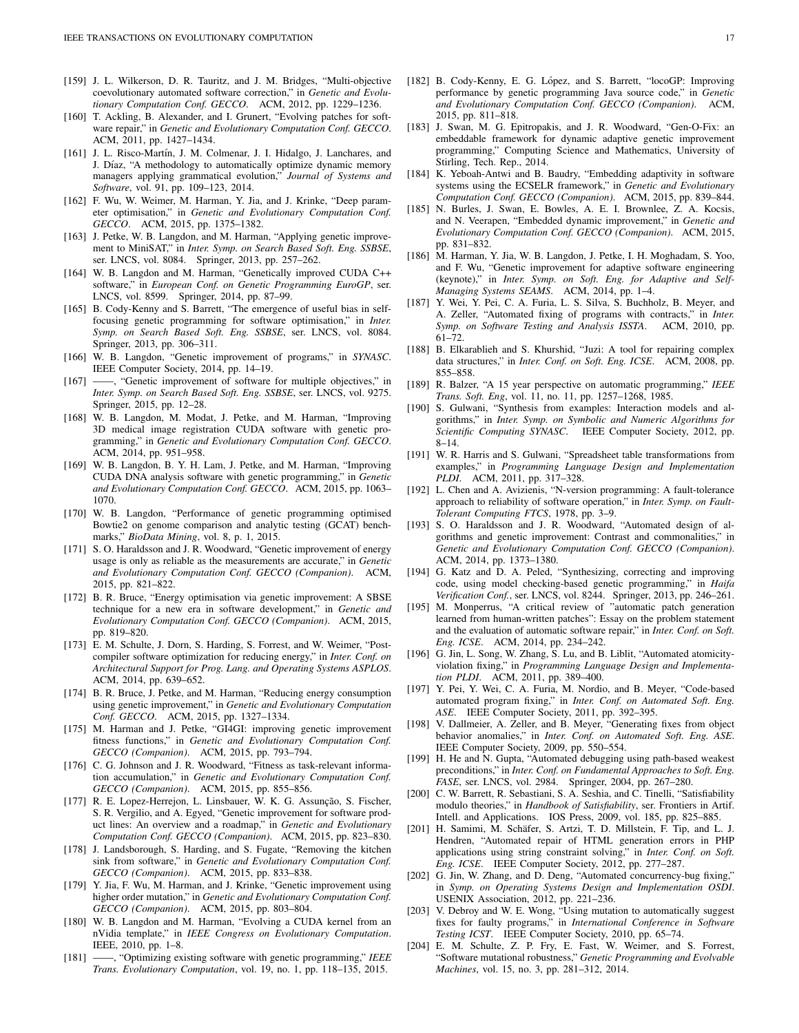[159] J. L. Wilkerson, D. R. Tauritz, and J. M. Bridges, "Multi-objective coevolutionary automated software correction," in *Genetic and Evolutionary Computation Conf. GECCO*. ACM, 2012, pp. 1229–1236.

[160] T. Ackling, B. Alexander, and I. Grunert, "Evolving patches for software repair," in *Genetic and Evolutionary Computation Conf. GECCO*. ACM, 2011, pp. 1427–1434.

[161] J. L. Risco-Martín, J. M. Colmenar, J. I. Hidalgo, J. Lanchares, and J. Díaz, "A methodology to automatically optimize dynamic memory managers applying grammatical evolution," *Journal of Systems and Software*, vol. 91, pp. 109–123, 2014.

[162] F. Wu, W. Weimer, M. Harman, Y. Jia, and J. Krinke, "Deep parameter optimisation," in *Genetic and Evolutionary Computation Conf. GECCO*. ACM, 2015, pp. 1375–1382.

[163] J. Petke, W. B. Langdon, and M. Harman, "Applying genetic improvement to MiniSAT," in *Inter. Symp. on Search Based Soft. Eng. SSBSE*, ser. LNCS, vol. 8084. Springer, 2013, pp. 257–262.

[164] W. B. Langdon and M. Harman, "Genetically improved CUDA C++ software," in *European Conf. on Genetic Programming EuroGP*, ser. LNCS, vol. 8599. Springer, 2014, pp. 87–99.

[165] B. Cody-Kenny and S. Barrett, "The emergence of useful bias in self-focusing genetic programming for software optimisation," in *Inter. Symp. on Search Based Soft. Eng. SSBSE*, ser. LNCS, vol. 8084. Springer, 2013, pp. 306–311.

[166] W. B. Langdon, "Genetic improvement of programs," in *SYNASC*. IEEE Computer Society, 2014, pp. 14–19.

[167] ——, "Genetic improvement of software for multiple objectives," in *Inter. Symp. on Search Based Soft. Eng. SSBSE*, ser. LNCS, vol. 9275. Springer, 2015, pp. 12–28.

[168] W. B. Langdon, M. Modat, J. Petke, and M. Harman, "Improving 3D medical image registration CUDA software with genetic programming," in *Genetic and Evolutionary Computation Conf. GECCO*. ACM, 2014, pp. 951–958.

[169] W. B. Langdon, B. Y. H. Lam, J. Petke, and M. Harman, "Improving CUDA DNA analysis software with genetic programming," in *Genetic and Evolutionary Computation Conf. GECCO*. ACM, 2015, pp. 1063–1070.

[170] W. B. Langdon, "Performance of genetic programming optimised Bowtie2 on genome comparison and analytic testing (GCAT) benchmarks," *BioData Mining*, vol. 8, p. 1, 2015.

[171] S. O. Haraldsson and J. R. Woodward, "Genetic improvement of energy usage is only as reliable as the measurements are accurate," in *Genetic and Evolutionary Computation Conf. GECCO (Companion)*. ACM, 2015, pp. 821–822.

[172] B. R. Bruce, "Energy optimisation via genetic improvement: A SBSE technique for a new era in software development," in *Genetic and Evolutionary Computation Conf. GECCO (Companion)*. ACM, 2015, pp. 819–820.

[173] E. M. Schulte, J. Dorn, S. Harding, S. Forrest, and W. Weimer, "Post-compiler software optimization for reducing energy," in *Inter. Conf. on Architectural Support for Prog. Lang. and Operating Systems ASPLOS*. ACM, 2014, pp. 639–652.

[174] B. R. Bruce, J. Petke, and M. Harman, "Reducing energy consumption using genetic improvement," in *Genetic and Evolutionary Computation Conf. GECCO*. ACM, 2015, pp. 1327–1334.

[175] M. Harman and J. Petke, "GI4GI: improving genetic improvement fitness functions," in *Genetic and Evolutionary Computation Conf. GECCO (Companion)*. ACM, 2015, pp. 793–794.

[176] C. G. Johnson and J. R. Woodward, "Fitness as task-relevant information accumulation," in *Genetic and Evolutionary Computation Conf. GECCO (Companion)*. ACM, 2015, pp. 855–856.

[177] R. E. Lopez-Herrejon, L. Linsbauer, W. K. G. Assunção, S. Fischer, S. R. Vergilio, and A. Egyed, "Genetic improvement for software product lines: An overview and a roadmap," in *Genetic and Evolutionary Computation Conf. GECCO (Companion)*. ACM, 2015, pp. 823–830.

[178] J. Landsborough, S. Harding, and S. Fugate, "Removing the kitchen sink from software," in *Genetic and Evolutionary Computation Conf. GECCO (Companion)*. ACM, 2015, pp. 833–838.

[179] Y. Jia, F. Wu, M. Harman, and J. Krinke, "Genetic improvement using higher order mutation," in *Genetic and Evolutionary Computation Conf. GECCO (Companion)*. ACM, 2015, pp. 803–804.

[180] W. B. Langdon and M. Harman, "Evolving a CUDA kernel from an nVidia template," in *IEEE Congress on Evolutionary Computation*. IEEE, 2010, pp. 1–8.

[181] ——, "Optimizing existing software with genetic programming," *IEEE Trans. Evolutionary Computation*, vol. 19, no. 1, pp. 118–135, 2015.

[182] B. Cody-Kenny, E. G. López, and S. Barrett, "locoGP: Improving performance by genetic programming Java source code," in *Genetic and Evolutionary Computation Conf. GECCO (Companion)*. ACM, 2015, pp. 811–818.

[183] J. Swan, M. G. Epitropakis, and J. R. Woodward, "Gen-O-Fix: an embeddable framework for dynamic adaptive genetic improvement programming," Computing Science and Mathematics, University of Stirling, Tech. Rep., 2014.

[184] K. Yeboah-Antwi and B. Baudry, "Embedding adaptivity in software systems using the ECSELR framework," in *Genetic and Evolutionary Computation Conf. GECCO (Companion)*. ACM, 2015, pp. 839–844.

[185] N. Burles, J. Swan, E. Bowles, A. E. I. Brownlee, Z. A. Kocsis, and N. Veerapen, "Embedded dynamic improvement," in *Genetic and Evolutionary Computation Conf. GECCO (Companion)*. ACM, 2015, pp. 831–832.

[186] M. Harman, Y. Jia, W. B. Langdon, J. Petke, I. H. Moghadam, S. Yoo, and F. Wu, "Genetic improvement for adaptive software engineering (keynote)," in *Inter. Symp. on Soft. Eng. for Adaptive and Self-Managing Systems SEAMS*. ACM, 2014, pp. 1–4.

[187] Y. Wei, Y. Pei, C. A. Furia, L. S. Silva, S. Buchholz, B. Meyer, and A. Zeller, "Automated fixing of programs with contracts," in *Inter. Symp. on Software Testing and Analysis ISSTA*. ACM, 2010, pp. 61–72.

[188] B. Elkarablieh and S. Khurshid, "Juzi: A tool for repairing complex data structures," in *Inter. Conf. on Soft. Eng. ICSE*. ACM, 2008, pp. 855–858.

[189] R. Balzer, "A 15 year perspective on automatic programming," *IEEE Trans. Soft. Eng*, vol. 11, no. 11, pp. 1257–1268, 1985.

[190] S. Gulwani, "Synthesis from examples: Interaction models and algorithms," in *Inter. Symp. on Symbolic and Numeric Algorithms for Scientific Computing SYNASC*. IEEE Computer Society, 2012, pp. 8–14.

[191] W. R. Harris and S. Gulwani, "Spreadsheet table transformations from examples," in *Programming Language Design and Implementation PLDI*. ACM, 2011, pp. 317–328.

[192] L. Chen and A. Avizienis, "N-version programming: A fault-tolerance approach to reliability of software operation," in *Inter. Symp. on Fault-Tolerant Computing FTCS*, 1978, pp. 3–9.

[193] S. O. Haraldsson and J. R. Woodward, "Automated design of algorithms and genetic improvement: Contrast and commonalities," in *Genetic and Evolutionary Computation Conf. GECCO (Companion)*. ACM, 2014, pp. 1373–1380.

[194] G. Katz and D. A. Peled, "Synthesizing, correcting and improving code, using model checking-based genetic programming," in *Haifa Verification Conf.*, ser. LNCS, vol. 8244. Springer, 2013, pp. 246–261.

[195] M. Monperrus, "A critical review of "automatic patch generation learned from human-written patches": Essay on the problem statement and the evaluation of automatic software repair," in *Inter. Conf. on Soft. Eng. ICSE*. ACM, 2014, pp. 234–242.

[196] G. Jin, L. Song, W. Zhang, S. Lu, and B. Liblit, "Automated atomicity-violation fixing," in *Programming Language Design and Implementation PLDI*. ACM, 2011, pp. 389–400.

[197] Y. Pei, Y. Wei, C. A. Furia, M. Nordio, and B. Meyer, "Code-based automated program fixing," in *Inter. Conf. on Automated Soft. Eng. ASE*. IEEE Computer Society, 2011, pp. 392–395.

[198] V. Dallmeier, A. Zeller, and B. Meyer, "Generating fixes from object behavior anomalies," in *Inter. Conf. on Automated Soft. Eng. ASE*. IEEE Computer Society, 2009, pp. 550–554.

[199] H. He and N. Gupta, "Automated debugging using path-based weakest preconditions," in *Inter. Conf. on Fundamental Approaches to Soft. Eng. FASE*, ser. LNCS, vol. 2984. Springer, 2004, pp. 267–280.

[200] C. W. Barrett, R. Sebastiani, S. A. Seshia, and C. Tinelli, "Satisfiability modulo theories," in *Handbook of Satisfiability*, ser. Frontiers in Artif. Intell. and Applications. IOS Press, 2009, vol. 185, pp. 825–885.

[201] H. Samimi, M. Schäfer, S. Artzi, T. D. Millstein, F. Tip, and L. J. Hendren, "Automated repair of HTML generation errors in PHP applications using string constraint solving," in *Inter. Conf. on Soft. Eng. ICSE*. IEEE Computer Society, 2012, pp. 277–287.

[202] G. Jin, W. Zhang, and D. Deng, "Automated concurrency-bug fixing," in *Symp. on Operating Systems Design and Implementation OSDI*. USENIX Association, 2012, pp. 221–236.

[203] V. Debroy and W. E. Wong, "Using mutation to automatically suggest fixes for faulty programs," in *International Conference in Software Testing ICST*. IEEE Computer Society, 2010, pp. 65–74.

[204] E. M. Schulte, Z. P. Fry, E. Fast, W. Weimer, and S. Forrest, "Software mutational robustness," *Genetic Programming and Evolvable Machines*, vol. 15, no. 3, pp. 281–312, 2014.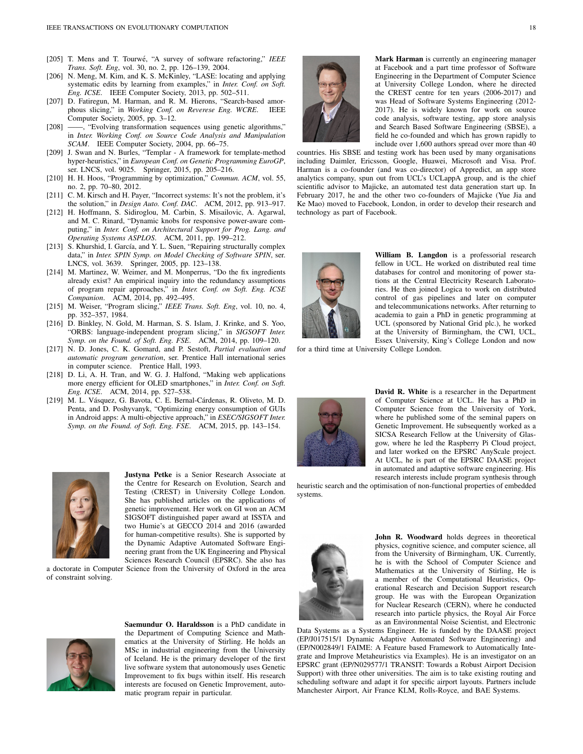[205] T. Mens and T. Tourwé, "A survey of software refactoring," *IEEE Trans. Soft. Eng*, vol. 30, no. 2, pp. 126–139, 2004.

[206] N. Meng, M. Kim, and K. S. McKinley, "LASE: locating and applying systematic edits by learning from examples," in *Inter. Conf. on Soft. Eng. ICSE*. IEEE Computer Society, 2013, pp. 502–511.

[207] D. Fatiregun, M. Harman, and R. M. Hierons, "Search-based amorphous slicing," in *Working Conf. on Reverese Eng. WCRE*. IEEE Computer Society, 2005, pp. 3–12.

[208] ——, "Evolving transformation sequences using genetic algorithms," in *Inter. Working Conf. on Source Code Analysis and Manipulation SCAM*. IEEE Computer Society, 2004, pp. 66–75.

[209] J. Swan and N. Burles, "Templar - A framework for template-method hyper-heuristics," in *European Conf. on Genetic Programming EuroGP*, ser. LNCS, vol. 9025. Springer, 2015, pp. 205–216.

[210] H. H. Hoos, "Programming by optimization," *Commun. ACM*, vol. 55, no. 2, pp. 70–80, 2012.

[211] C. M. Kirsch and H. Payer, "Incorrect systems: It's not the problem, it's the solution," in *Design Auto. Conf. DAC*. ACM, 2012, pp. 913–917.

[212] H. Hoffmann, S. Sidiroglou, M. Carbin, S. Misailovic, A. Agarwal, and M. C. Rinard, "Dynamic knobs for responsive power-aware computing," in *Inter. Conf. on Architectural Support for Prog. Lang. and Operating Systems ASPLOS*. ACM, 2011, pp. 199–212.

[213] S. Khurshid, I. García, and Y. L. Suen, "Repairing structurally complex data," in *Inter. SPIN Symp. on Model Checking of Software SPIN*, ser. LNCS, vol. 3639. Springer, 2005, pp. 123–138.

[214] M. Martinez, W. Weimer, and M. Monperrus, "Do the fix ingredients already exist? An empirical inquiry into the redundancy assumptions of program repair approaches," in *Inter. Conf. on Soft. Eng. ICSE Companion*. ACM, 2014, pp. 492–495.

[215] M. Weiser, "Program slicing," *IEEE Trans. Soft. Eng*, vol. 10, no. 4, pp. 352–357, 1984.

[216] D. Binkley, N. Gold, M. Harman, S. S. Islam, J. Krinke, and S. Yoo, "ORBS: language-independent program slicing," in *SIGSOFT Inter. Symp. on the Found. of Soft. Eng. FSE*. ACM, 2014, pp. 109–120.

[217] N. D. Jones, C. K. Gomard, and P. Sestoft, *Partial evaluation and automatic program generation*, ser. Prentice Hall international series in computer science. Prentice Hall, 1993.

[218] D. Li, A. H. Tran, and W. G. J. Halfond, "Making web applications more energy efficient for OLED smartphones," in *Inter. Conf. on Soft. Eng. ICSE*. ACM, 2014, pp. 527–538.

[219] M. L. Vásquez, G. Bavota, C. E. Bernal-Cárdenas, R. Oliveto, M. D. Penta, and D. Poshyvanyk, "Optimizing energy consumption of GUIs in Android apps: A multi-objective approach," in *ESEC/SIGSOFT Inter. Symp. on the Found. of Soft. Eng. FSE*. ACM, 2015, pp. 143–154.

**Justyna Petke** is a Senior Research Associate at the Centre for Research on Evolution, Search and Testing (CREST) in University College London. She has published articles on the applications of genetic improvement. Her work on GI won an ACM SIGSOFT distinguished paper award at ISSTA and two Humie's at GECCO 2014 and 2016 (awarded for human-competitive results). She is supported by the Dynamic Adaptive Automated Software Engineering grant from the UK Engineering and Physical Sciences Research Council (EPSRC). She also has a doctorate in Computer Science from the University of Oxford in the area of constraint solving.

**Saemundur O. Haraldsson** is a PhD candidate in the Department of Computing Science and Mathematics at the University of Stirling. He holds an MSc in industrial engineering from the University of Iceland. He is the primary developer of the first live software system that autonomously uses Genetic Improvement to fix bugs within itself. His research interests are focused on Genetic Improvement, automatic program repair in particular.

**Mark Harman** is currently an engineering manager at Facebook and a part time professor of Software Engineering in the Department of Computer Science at University College London, where he directed the CREST centre for ten years (2006-2017) and was Head of Software Systems Engineering (2012-2017). He is widely known for work on source code analysis, software testing, app store analysis and Search Based Software Engineering (SBSE), a field he co-founded and which has grown rapidly to include over 1,600 authors spread over more than 40 countries. His SBSE and testing work has been used by many organisations including Daimler, Ericsson, Google, Huawei, Microsoft and Visa. Prof. Harman is a co-founder (and was co-director) of Appredict, an app store analytics company, spun out from UCL's UCLappA group, and is the chief scientific advisor to Majicke, an automated test data generation start up. In February 2017, he and the other two co-founders of Majicke (Yue Jia and Ke Mao) moved to Facebook, London, in order to develop their research and technology as part of Facebook.

**William B. Langdon** is a professorial research fellow in UCL. He worked on distributed real time databases for control and monitoring of power stations at the Central Electricity Research Laboratories. He then joined Logica to work on distributed control of gas pipelines and later on computer and telecommunications networks. After returning to academia to gain a PhD in genetic programming at UCL (sponsored by National Grid plc.), he worked at the University of Birmingham, the CWI, UCL, Essex University, King's College London and now for a third time at University College London.

**David R. White** is a researcher in the Department of Computer Science at UCL. He has a PhD in Computer Science from the University of York, where he published some of the seminal papers on Genetic Improvement. He subsequently worked as a SICSA Research Fellow at the University of Glasgow, where he led the Raspberry Pi Cloud project, and later worked on the EPSRC AnyScale project. At UCL, he is part of the EPSRC DAASE project in automated and adaptive software engineering. His research interests include program synthesis through heuristic search and the optimisation of non-functional properties of embedded systems.

**John R. Woodward** holds degrees in theoretical physics, cognitive science, and computer science, all from the University of Birmingham, UK. Currently, he is with the School of Computer Science and Mathematics at the University of Stirling, He is a member of the Computational Heuristics, Operational Research and Decision Support research group. He was with the European Organization for Nuclear Research (CERN), where he conducted research into particle physics, the Royal Air Force as an Environmental Noise Scientist, and Electronic Data Systems as a Systems Engineer. He is funded by the DAASE project (EP/J017515/1 Dynamic Adaptive Automated Software Engineering) and (EP/N002849/1 FAIME: A Feature based Framework to Automatically Integrate and Improve Metaheuristics via Examples). He is an investigator on an EPSRC grant (EP/N029577/1 TRANSIT: Towards a Robust Airport Decision Support) with three other universities. The aim is to take existing routing and scheduling software and adapt it for specific airport layouts. Partners include Manchester Airport, Air France KLM, Rolls-Royce, and BAE Systems.